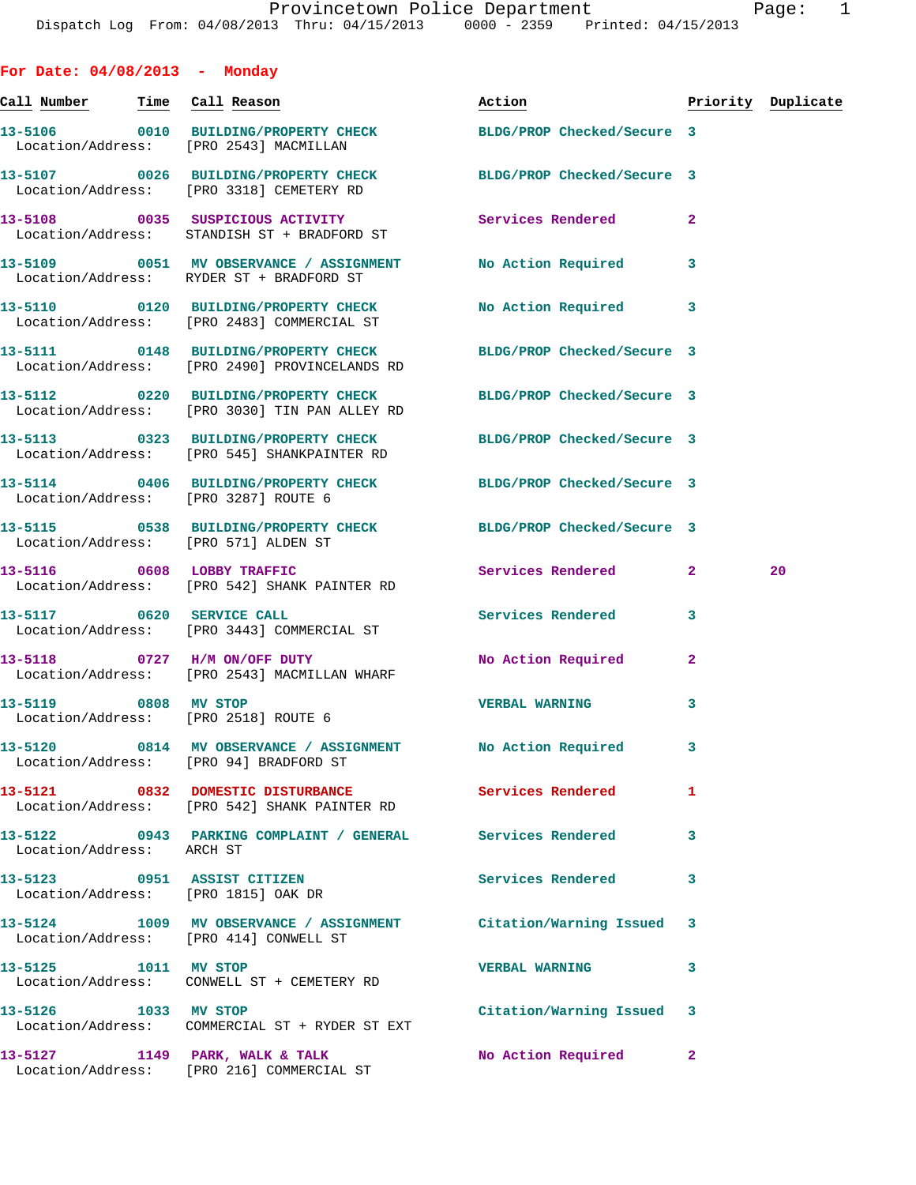## For Date: 04/08/2013 - Monday

| Call Number | Time | Call Reason | Action | Priority | Duplicate |
|---|---|---|---|---|---|
| 13-5106 | 0010 | BUILDING/PROPERTY CHECK | BLDG/PROP Checked/Secure | 3 | |
| Location/Address: | | [PRO 2543] MACMILLAN | | | |
| 13-5107 | 0026 | BUILDING/PROPERTY CHECK | BLDG/PROP Checked/Secure | 3 | |
| Location/Address: | | [PRO 3318] CEMETERY RD | | | |
| 13-5108 | 0035 | SUSPICIOUS ACTIVITY | Services Rendered | 2 | |
| Location/Address: | | STANDISH ST + BRADFORD ST | | | |
| 13-5109 | 0051 | MV OBSERVANCE / ASSIGNMENT | No Action Required | 3 | |
| Location/Address: | | RYDER ST + BRADFORD ST | | | |
| 13-5110 | 0120 | BUILDING/PROPERTY CHECK | No Action Required | 3 | |
| Location/Address: | | [PRO 2483] COMMERCIAL ST | | | |
| 13-5111 | 0148 | BUILDING/PROPERTY CHECK | BLDG/PROP Checked/Secure | 3 | |
| Location/Address: | | [PRO 2490] PROVINCELANDS RD | | | |
| 13-5112 | 0220 | BUILDING/PROPERTY CHECK | BLDG/PROP Checked/Secure | 3 | |
| Location/Address: | | [PRO 3030] TIN PAN ALLEY RD | | | |
| 13-5113 | 0323 | BUILDING/PROPERTY CHECK | BLDG/PROP Checked/Secure | 3 | |
| Location/Address: | | [PRO 545] SHANKPAINTER RD | | | |
| 13-5114 | 0406 | BUILDING/PROPERTY CHECK | BLDG/PROP Checked/Secure | 3 | |
| Location/Address: | | [PRO 3287] ROUTE 6 | | | |
| 13-5115 | 0538 | BUILDING/PROPERTY CHECK | BLDG/PROP Checked/Secure | 3 | |
| Location/Address: | | [PRO 571] ALDEN ST | | | |
| 13-5116 | 0608 | LOBBY TRAFFIC | Services Rendered | 2 | 20 |
| Location/Address: | | [PRO 542] SHANK PAINTER RD | | | |
| 13-5117 | 0620 | SERVICE CALL | Services Rendered | 3 | |
| Location/Address: | | [PRO 3443] COMMERCIAL ST | | | |
| 13-5118 | 0727 | H/M ON/OFF DUTY | No Action Required | 2 | |
| Location/Address: | | [PRO 2543] MACMILLAN WHARF | | | |
| 13-5119 | 0808 | MV STOP | VERBAL WARNING | 3 | |
| Location/Address: | | [PRO 2518] ROUTE 6 | | | |
| 13-5120 | 0814 | MV OBSERVANCE / ASSIGNMENT | No Action Required | 3 | |
| Location/Address: | | [PRO 94] BRADFORD ST | | | |
| 13-5121 | 0832 | DOMESTIC DISTURBANCE | Services Rendered | 1 | |
| Location/Address: | | [PRO 542] SHANK PAINTER RD | | | |
| 13-5122 | 0943 | PARKING COMPLAINT / GENERAL | Services Rendered | 3 | |
| Location/Address: | | ARCH ST | | | |
| 13-5123 | 0951 | ASSIST CITIZEN | Services Rendered | 3 | |
| Location/Address: | | [PRO 1815] OAK DR | | | |
| 13-5124 | 1009 | MV OBSERVANCE / ASSIGNMENT | Citation/Warning Issued | 3 | |
| Location/Address: | | [PRO 414] CONWELL ST | | | |
| 13-5125 | 1011 | MV STOP | VERBAL WARNING | 3 | |
| Location/Address: | | CONWELL ST + CEMETERY RD | | | |
| 13-5126 | 1033 | MV STOP | Citation/Warning Issued | 3 | |
| Location/Address: | | COMMERCIAL ST + RYDER ST EXT | | | |
| 13-5127 | 1149 | PARK, WALK & TALK | No Action Required | 2 | |
| Location/Address: | | [PRO 216] COMMERCIAL ST | | | |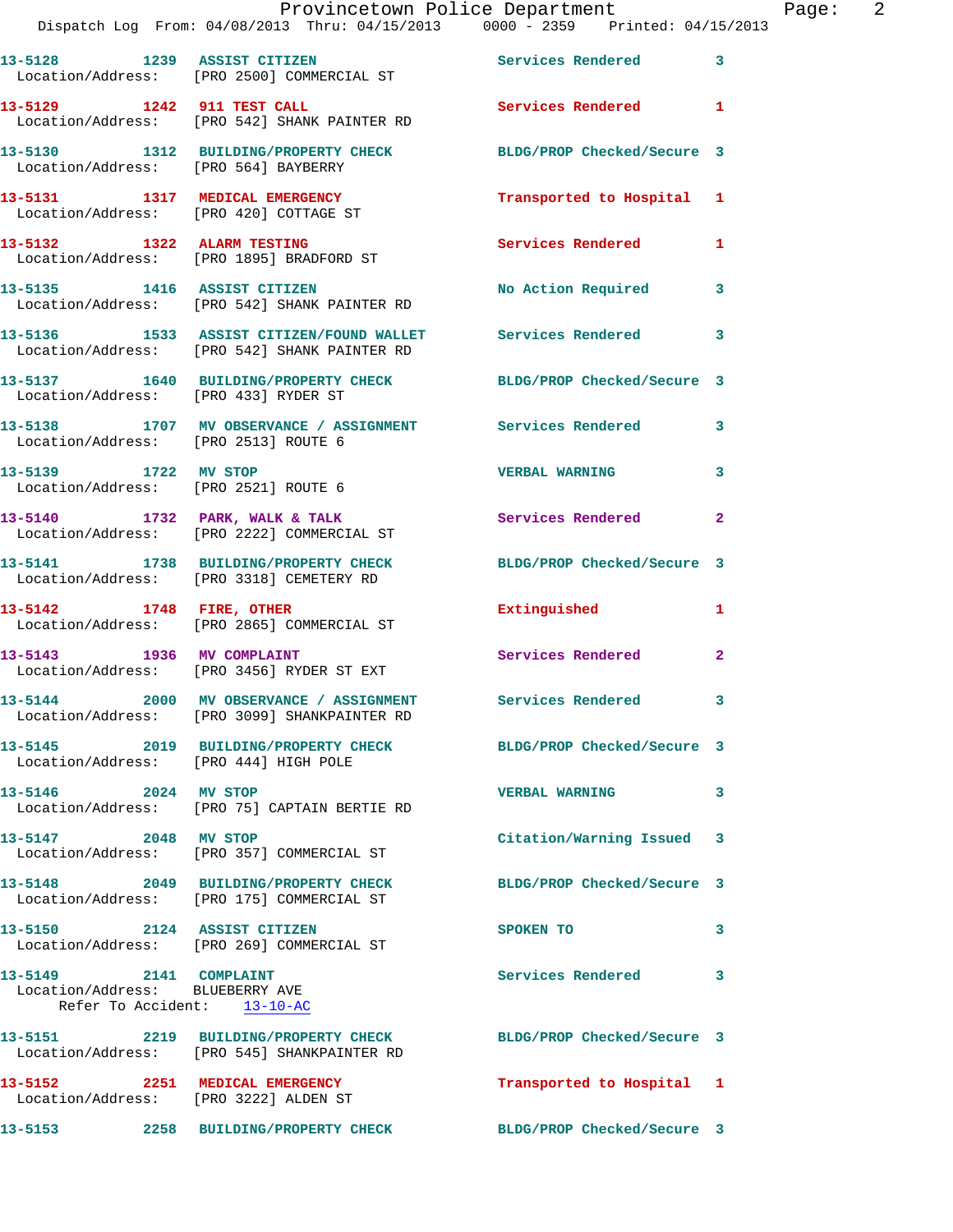13-5128 1239 ASSIST CITIZEN Services Rendered 3
Location/Address: [PRO 2500] COMMERCIAL ST

13-5129 1242 911 TEST CALL Services Rendered 1
Location/Address: [PRO 542] SHANK PAINTER RD

13-5130 1312 BUILDING/PROPERTY CHECK BLDG/PROP Checked/Secure 3
Location/Address: [PRO 564] BAYBERRY

13-5131 1317 MEDICAL EMERGENCY Transported to Hospital 1
Location/Address: [PRO 420] COTTAGE ST

13-5132 1322 ALARM TESTING Services Rendered 1
Location/Address: [PRO 1895] BRADFORD ST

13-5135 1416 ASSIST CITIZEN No Action Required 3
Location/Address: [PRO 542] SHANK PAINTER RD

13-5136 1533 ASSIST CITIZEN/FOUND WALLET Services Rendered 3
Location/Address: [PRO 542] SHANK PAINTER RD

13-5137 1640 BUILDING/PROPERTY CHECK BLDG/PROP Checked/Secure 3
Location/Address: [PRO 433] RYDER ST

13-5138 1707 MV OBSERVANCE / ASSIGNMENT Services Rendered 3
Location/Address: [PRO 2513] ROUTE 6

13-5139 1722 MV STOP VERBAL WARNING 3
Location/Address: [PRO 2521] ROUTE 6

13-5140 1732 PARK, WALK & TALK Services Rendered 2
Location/Address: [PRO 2222] COMMERCIAL ST

13-5141 1738 BUILDING/PROPERTY CHECK BLDG/PROP Checked/Secure 3
Location/Address: [PRO 3318] CEMETERY RD

13-5142 1748 FIRE, OTHER Extinguished 1
Location/Address: [PRO 2865] COMMERCIAL ST

13-5143 1936 MV COMPLAINT Services Rendered 2
Location/Address: [PRO 3456] RYDER ST EXT

13-5144 2000 MV OBSERVANCE / ASSIGNMENT Services Rendered 3
Location/Address: [PRO 3099] SHANKPAINTER RD

13-5145 2019 BUILDING/PROPERTY CHECK BLDG/PROP Checked/Secure 3
Location/Address: [PRO 444] HIGH POLE

13-5146 2024 MV STOP VERBAL WARNING 3
Location/Address: [PRO 75] CAPTAIN BERTIE RD

13-5147 2048 MV STOP Citation/Warning Issued 3
Location/Address: [PRO 357] COMMERCIAL ST

13-5148 2049 BUILDING/PROPERTY CHECK BLDG/PROP Checked/Secure 3
Location/Address: [PRO 175] COMMERCIAL ST

13-5150 2124 ASSIST CITIZEN SPOKEN TO 3
Location/Address: [PRO 269] COMMERCIAL ST

13-5149 2141 COMPLAINT Services Rendered 3
Location/Address: BLUEBERRY AVE
Refer To Accident: 13-10-AC

13-5151 2219 BUILDING/PROPERTY CHECK BLDG/PROP Checked/Secure 3
Location/Address: [PRO 545] SHANKPAINTER RD

13-5152 2251 MEDICAL EMERGENCY Transported to Hospital 1
Location/Address: [PRO 3222] ALDEN ST

13-5153 2258 BUILDING/PROPERTY CHECK BLDG/PROP Checked/Secure 3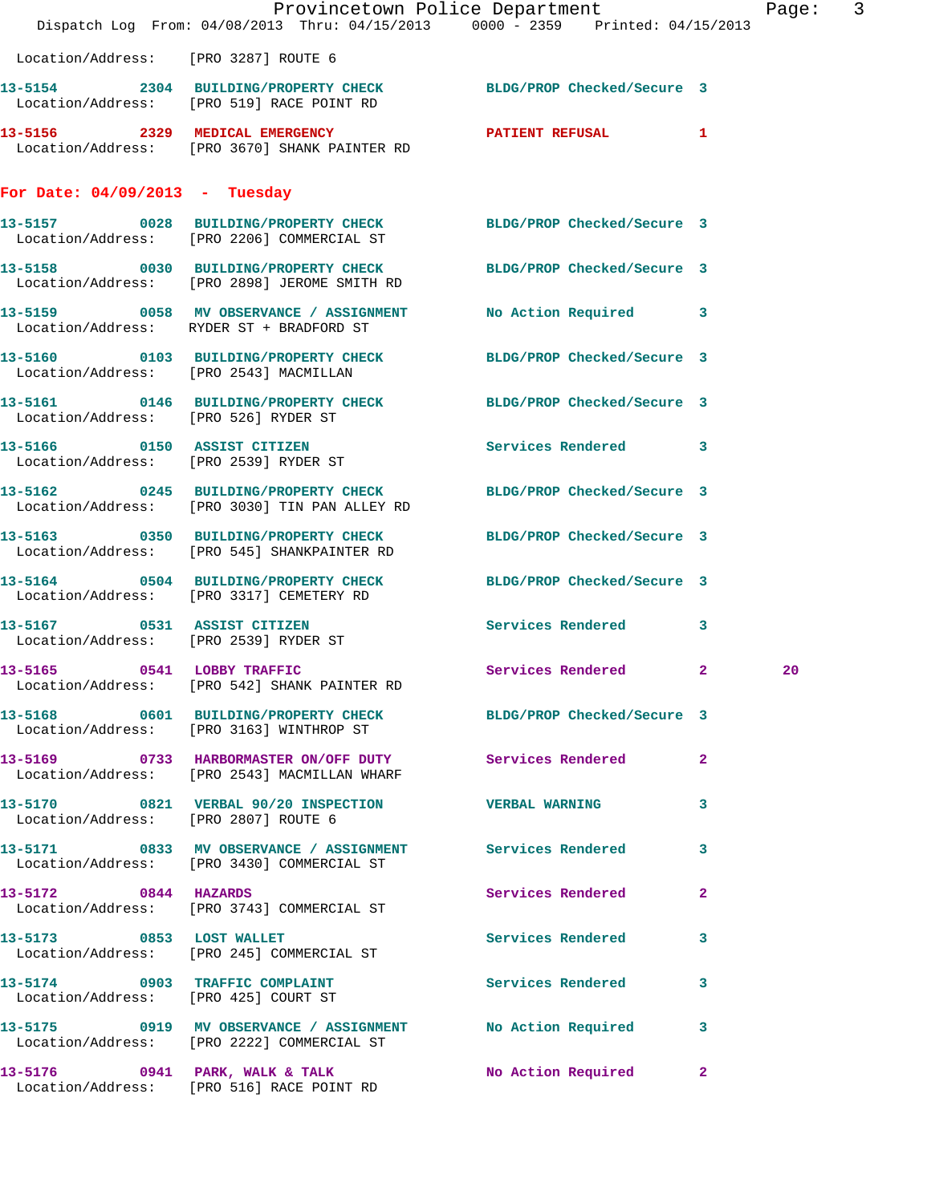Location/Address: [PRO 3287] ROUTE 6

**13-5154** 2304 **BUILDING/PROPERTY CHECK** BLDG/PROP Checked/Secure 3
Location/Address: [PRO 519] RACE POINT RD

**13-5156** 2329 **MEDICAL EMERGENCY** PATIENT REFUSAL 1
Location/Address: [PRO 3670] SHANK PAINTER RD

## For Date: 04/09/2013 - Tuesday

**13-5157** 0028 **BUILDING/PROPERTY CHECK** BLDG/PROP Checked/Secure 3
Location/Address: [PRO 2206] COMMERCIAL ST

**13-5158** 0030 **BUILDING/PROPERTY CHECK** BLDG/PROP Checked/Secure 3
Location/Address: [PRO 2898] JEROME SMITH RD

**13-5159** 0058 **MV OBSERVANCE / ASSIGNMENT** No Action Required 3
Location/Address: RYDER ST + BRADFORD ST

**13-5160** 0103 **BUILDING/PROPERTY CHECK** BLDG/PROP Checked/Secure 3
Location/Address: [PRO 2543] MACMILLAN

**13-5161** 0146 **BUILDING/PROPERTY CHECK** BLDG/PROP Checked/Secure 3
Location/Address: [PRO 526] RYDER ST

**13-5166** 0150 **ASSIST CITIZEN** Services Rendered 3
Location/Address: [PRO 2539] RYDER ST

**13-5162** 0245 **BUILDING/PROPERTY CHECK** BLDG/PROP Checked/Secure 3
Location/Address: [PRO 3030] TIN PAN ALLEY RD

**13-5163** 0350 **BUILDING/PROPERTY CHECK** BLDG/PROP Checked/Secure 3
Location/Address: [PRO 545] SHANKPAINTER RD

**13-5164** 0504 **BUILDING/PROPERTY CHECK** BLDG/PROP Checked/Secure 3
Location/Address: [PRO 3317] CEMETERY RD

**13-5167** 0531 **ASSIST CITIZEN** Services Rendered 3
Location/Address: [PRO 2539] RYDER ST

**13-5165** 0541 **LOBBY TRAFFIC** Services Rendered 2 20
Location/Address: [PRO 542] SHANK PAINTER RD

**13-5168** 0601 **BUILDING/PROPERTY CHECK** BLDG/PROP Checked/Secure 3
Location/Address: [PRO 3163] WINTHROP ST

**13-5169** 0733 **HARBORMASTER ON/OFF DUTY** Services Rendered 2
Location/Address: [PRO 2543] MACMILLAN WHARF

**13-5170** 0821 **VERBAL 90/20 INSPECTION** VERBAL WARNING 3
Location/Address: [PRO 2807] ROUTE 6

**13-5171** 0833 **MV OBSERVANCE / ASSIGNMENT** Services Rendered 3
Location/Address: [PRO 3430] COMMERCIAL ST

**13-5172** 0844 **HAZARDS** Services Rendered 2
Location/Address: [PRO 3743] COMMERCIAL ST

**13-5173** 0853 **LOST WALLET** Services Rendered 3
Location/Address: [PRO 245] COMMERCIAL ST

**13-5174** 0903 **TRAFFIC COMPLAINT** Services Rendered 3
Location/Address: [PRO 425] COURT ST

**13-5175** 0919 **MV OBSERVANCE / ASSIGNMENT** No Action Required 3
Location/Address: [PRO 2222] COMMERCIAL ST

**13-5176** 0941 **PARK, WALK & TALK** No Action Required 2
Location/Address: [PRO 516] RACE POINT RD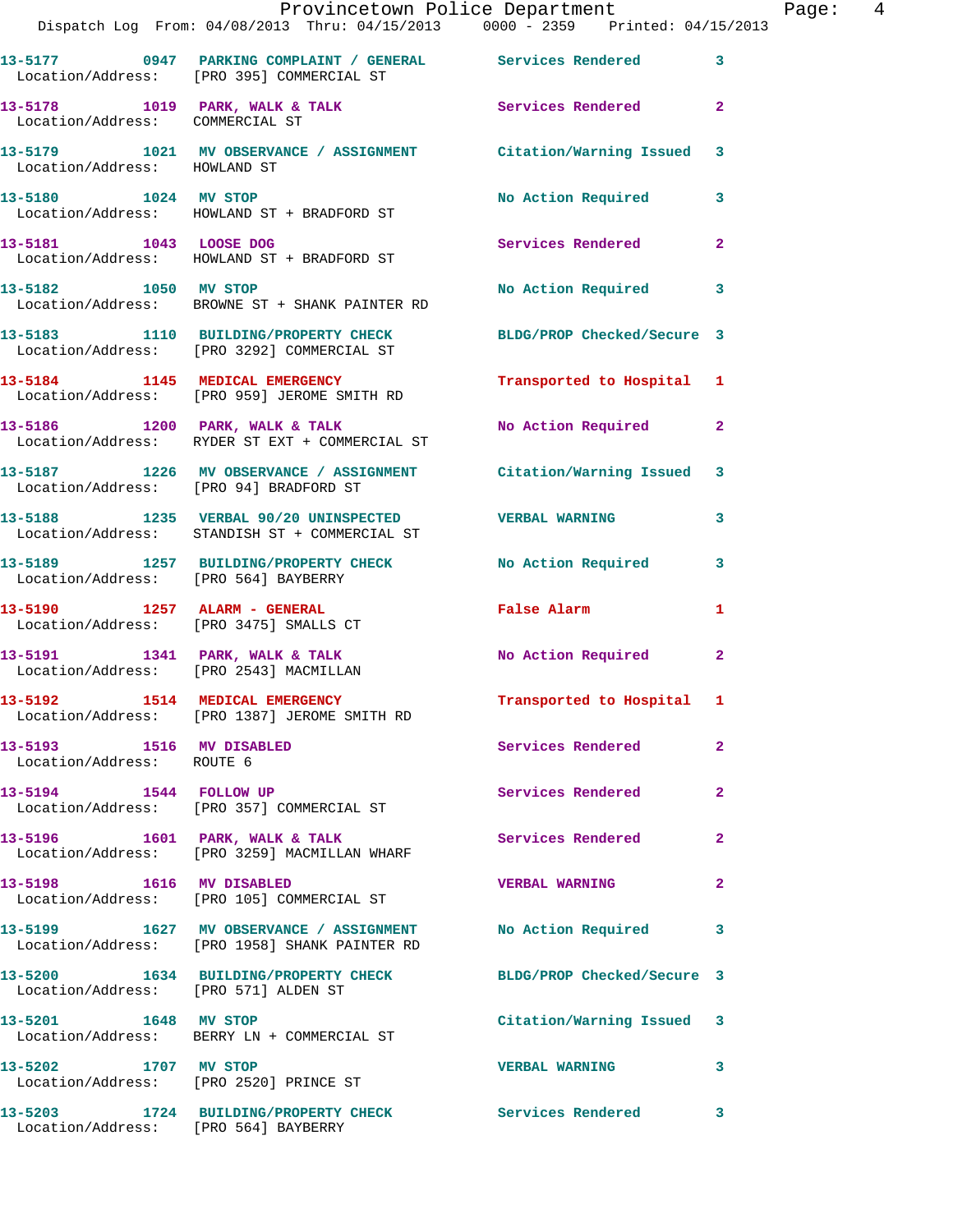13-5177 0947 PARKING COMPLAINT / GENERAL Services Rendered 3
Location/Address: [PRO 395] COMMERCIAL ST

13-5178 1019 PARK, WALK & TALK Services Rendered 2
Location/Address: COMMERCIAL ST

13-5179 1021 MV OBSERVANCE / ASSIGNMENT Citation/Warning Issued 3
Location/Address: HOWLAND ST

13-5180 1024 MV STOP No Action Required 3
Location/Address: HOWLAND ST + BRADFORD ST

13-5181 1043 LOOSE DOG Services Rendered 2
Location/Address: HOWLAND ST + BRADFORD ST

13-5182 1050 MV STOP No Action Required 3
Location/Address: BROWNE ST + SHANK PAINTER RD

13-5183 1110 BUILDING/PROPERTY CHECK BLDG/PROP Checked/Secure 3
Location/Address: [PRO 3292] COMMERCIAL ST

13-5184 1145 MEDICAL EMERGENCY Transported to Hospital 1
Location/Address: [PRO 959] JEROME SMITH RD

13-5186 1200 PARK, WALK & TALK No Action Required 2
Location/Address: RYDER ST EXT + COMMERCIAL ST

13-5187 1226 MV OBSERVANCE / ASSIGNMENT Citation/Warning Issued 3
Location/Address: [PRO 94] BRADFORD ST

13-5188 1235 VERBAL 90/20 UNINSPECTED VERBAL WARNING 3
Location/Address: STANDISH ST + COMMERCIAL ST

13-5189 1257 BUILDING/PROPERTY CHECK No Action Required 3
Location/Address: [PRO 564] BAYBERRY

13-5190 1257 ALARM - GENERAL False Alarm 1
Location/Address: [PRO 3475] SMALLS CT

13-5191 1341 PARK, WALK & TALK No Action Required 2
Location/Address: [PRO 2543] MACMILLAN

13-5192 1514 MEDICAL EMERGENCY Transported to Hospital 1
Location/Address: [PRO 1387] JEROME SMITH RD

13-5193 1516 MV DISABLED Services Rendered 2
Location/Address: ROUTE 6

13-5194 1544 FOLLOW UP Services Rendered 2
Location/Address: [PRO 357] COMMERCIAL ST

13-5196 1601 PARK, WALK & TALK Services Rendered 2
Location/Address: [PRO 3259] MACMILLAN WHARF

13-5198 1616 MV DISABLED VERBAL WARNING 2
Location/Address: [PRO 105] COMMERCIAL ST

13-5199 1627 MV OBSERVANCE / ASSIGNMENT No Action Required 3
Location/Address: [PRO 1958] SHANK PAINTER RD

13-5200 1634 BUILDING/PROPERTY CHECK BLDG/PROP Checked/Secure 3
Location/Address: [PRO 571] ALDEN ST

13-5201 1648 MV STOP Citation/Warning Issued 3
Location/Address: BERRY LN + COMMERCIAL ST

13-5202 1707 MV STOP VERBAL WARNING 3
Location/Address: [PRO 2520] PRINCE ST

13-5203 1724 BUILDING/PROPERTY CHECK Services Rendered 3
Location/Address: [PRO 564] BAYBERRY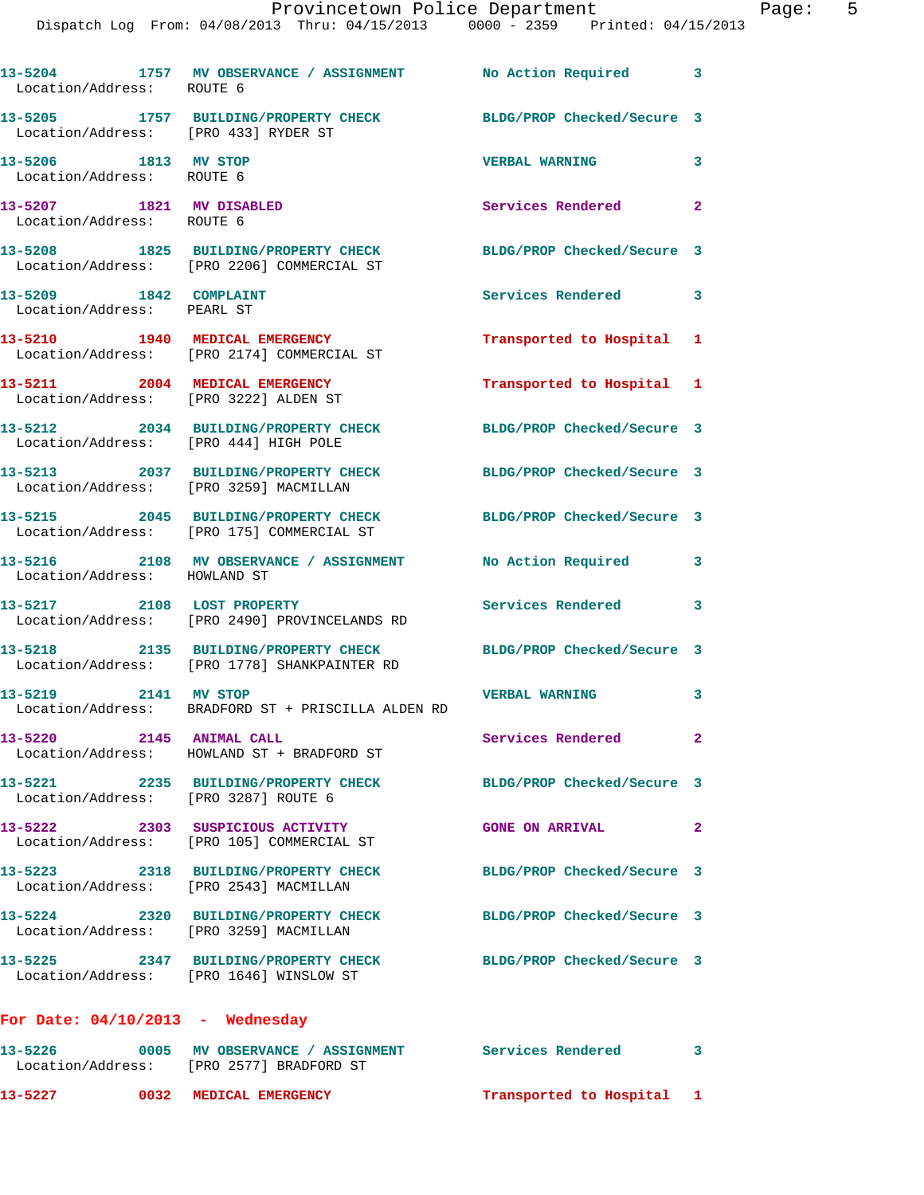13-5204 1757 MV OBSERVANCE / ASSIGNMENT No Action Required 3
Location/Address: ROUTE 6

13-5205 1757 BUILDING/PROPERTY CHECK BLDG/PROP Checked/Secure 3
Location/Address: [PRO 433] RYDER ST

13-5206 1813 MV STOP VERBAL WARNING 3
Location/Address: ROUTE 6

13-5207 1821 MV DISABLED Services Rendered 2
Location/Address: ROUTE 6

13-5208 1825 BUILDING/PROPERTY CHECK BLDG/PROP Checked/Secure 3
Location/Address: [PRO 2206] COMMERCIAL ST

13-5209 1842 COMPLAINT Services Rendered 3
Location/Address: PEARL ST

13-5210 1940 MEDICAL EMERGENCY Transported to Hospital 1
Location/Address: [PRO 2174] COMMERCIAL ST

13-5211 2004 MEDICAL EMERGENCY Transported to Hospital 1
Location/Address: [PRO 3222] ALDEN ST

13-5212 2034 BUILDING/PROPERTY CHECK BLDG/PROP Checked/Secure 3
Location/Address: [PRO 444] HIGH POLE

13-5213 2037 BUILDING/PROPERTY CHECK BLDG/PROP Checked/Secure 3
Location/Address: [PRO 3259] MACMILLAN

13-5215 2045 BUILDING/PROPERTY CHECK BLDG/PROP Checked/Secure 3
Location/Address: [PRO 175] COMMERCIAL ST

13-5216 2108 MV OBSERVANCE / ASSIGNMENT No Action Required 3
Location/Address: HOWLAND ST

13-5217 2108 LOST PROPERTY Services Rendered 3
Location/Address: [PRO 2490] PROVINCELANDS RD

13-5218 2135 BUILDING/PROPERTY CHECK BLDG/PROP Checked/Secure 3
Location/Address: [PRO 1778] SHANKPAINTER RD

13-5219 2141 MV STOP VERBAL WARNING 3
Location/Address: BRADFORD ST + PRISCILLA ALDEN RD

13-5220 2145 ANIMAL CALL Services Rendered 2
Location/Address: HOWLAND ST + BRADFORD ST

13-5221 2235 BUILDING/PROPERTY CHECK BLDG/PROP Checked/Secure 3
Location/Address: [PRO 3287] ROUTE 6

13-5222 2303 SUSPICIOUS ACTIVITY GONE ON ARRIVAL 2
Location/Address: [PRO 105] COMMERCIAL ST

13-5223 2318 BUILDING/PROPERTY CHECK BLDG/PROP Checked/Secure 3
Location/Address: [PRO 2543] MACMILLAN

13-5224 2320 BUILDING/PROPERTY CHECK BLDG/PROP Checked/Secure 3
Location/Address: [PRO 3259] MACMILLAN

13-5225 2347 BUILDING/PROPERTY CHECK BLDG/PROP Checked/Secure 3
Location/Address: [PRO 1646] WINSLOW ST

**For Date: 04/10/2013 - Wednesday**

13-5226 0005 MV OBSERVANCE / ASSIGNMENT Services Rendered 3
Location/Address: [PRO 2577] BRADFORD ST

13-5227 0032 MEDICAL EMERGENCY Transported to Hospital 1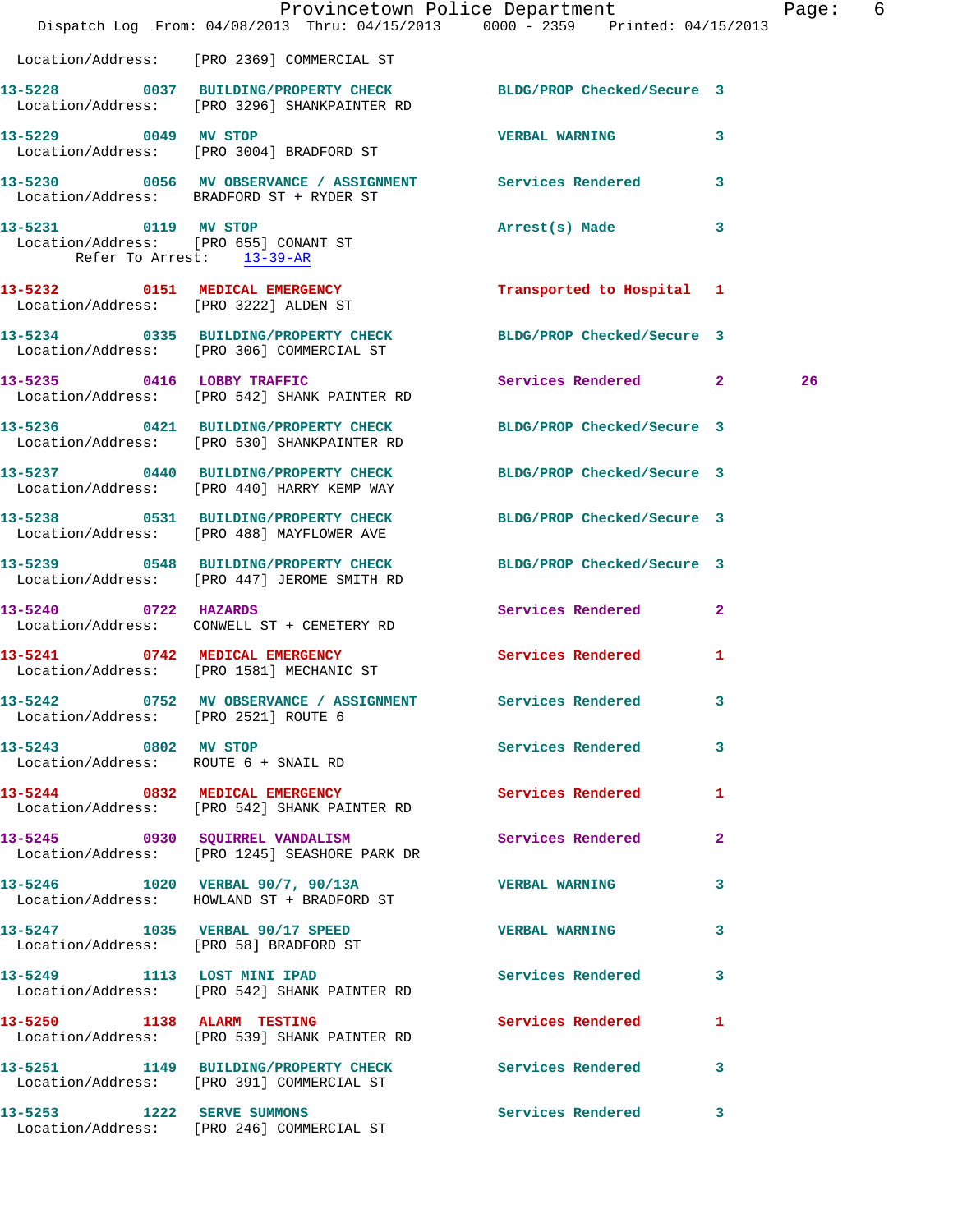Location/Address: [PRO 2369] COMMERCIAL ST

**13-5228** 0037 **BUILDING/PROPERTY CHECK** BLDG/PROP Checked/Secure 3
Location/Address: [PRO 3296] SHANKPAINTER RD

**13-5229** 0049 **MV STOP** VERBAL WARNING 3
Location/Address: [PRO 3004] BRADFORD ST

**13-5230** 0056 **MV OBSERVANCE / ASSIGNMENT** Services Rendered 3
Location/Address: BRADFORD ST + RYDER ST

**13-5231** 0119 **MV STOP** Arrest(s) Made 3
Location/Address: [PRO 655] CONANT ST
Refer To Arrest: 13-39-AR

**13-5232** 0151 **MEDICAL EMERGENCY** Transported to Hospital 1
Location/Address: [PRO 3222] ALDEN ST

**13-5234** 0335 **BUILDING/PROPERTY CHECK** BLDG/PROP Checked/Secure 3
Location/Address: [PRO 306] COMMERCIAL ST

**13-5235** 0416 **LOBBY TRAFFIC** Services Rendered 2 26
Location/Address: [PRO 542] SHANK PAINTER RD

**13-5236** 0421 **BUILDING/PROPERTY CHECK** BLDG/PROP Checked/Secure 3
Location/Address: [PRO 530] SHANKPAINTER RD

**13-5237** 0440 **BUILDING/PROPERTY CHECK** BLDG/PROP Checked/Secure 3
Location/Address: [PRO 440] HARRY KEMP WAY

**13-5238** 0531 **BUILDING/PROPERTY CHECK** BLDG/PROP Checked/Secure 3
Location/Address: [PRO 488] MAYFLOWER AVE

**13-5239** 0548 **BUILDING/PROPERTY CHECK** BLDG/PROP Checked/Secure 3
Location/Address: [PRO 447] JEROME SMITH RD

**13-5240** 0722 **HAZARDS** Services Rendered 2
Location/Address: CONWELL ST + CEMETERY RD

**13-5241** 0742 **MEDICAL EMERGENCY** Services Rendered 1
Location/Address: [PRO 1581] MECHANIC ST

**13-5242** 0752 **MV OBSERVANCE / ASSIGNMENT** Services Rendered 3
Location/Address: [PRO 2521] ROUTE 6

**13-5243** 0802 **MV STOP** Services Rendered 3
Location/Address: ROUTE 6 + SNAIL RD

**13-5244** 0832 **MEDICAL EMERGENCY** Services Rendered 1
Location/Address: [PRO 542] SHANK PAINTER RD

**13-5245** 0930 **SQUIRREL VANDALISM** Services Rendered 2
Location/Address: [PRO 1245] SEASHORE PARK DR

**13-5246** 1020 **VERBAL 90/7, 90/13A** VERBAL WARNING 3
Location/Address: HOWLAND ST + BRADFORD ST

**13-5247** 1035 **VERBAL 90/17 SPEED** VERBAL WARNING 3
Location/Address: [PRO 58] BRADFORD ST

**13-5249** 1113 **LOST MINI IPAD** Services Rendered 3
Location/Address: [PRO 542] SHANK PAINTER RD

**13-5250** 1138 **ALARM TESTING** Services Rendered 1
Location/Address: [PRO 539] SHANK PAINTER RD

**13-5251** 1149 **BUILDING/PROPERTY CHECK** Services Rendered 3
Location/Address: [PRO 391] COMMERCIAL ST

**13-5253** 1222 **SERVE SUMMONS** Services Rendered 3
Location/Address: [PRO 246] COMMERCIAL ST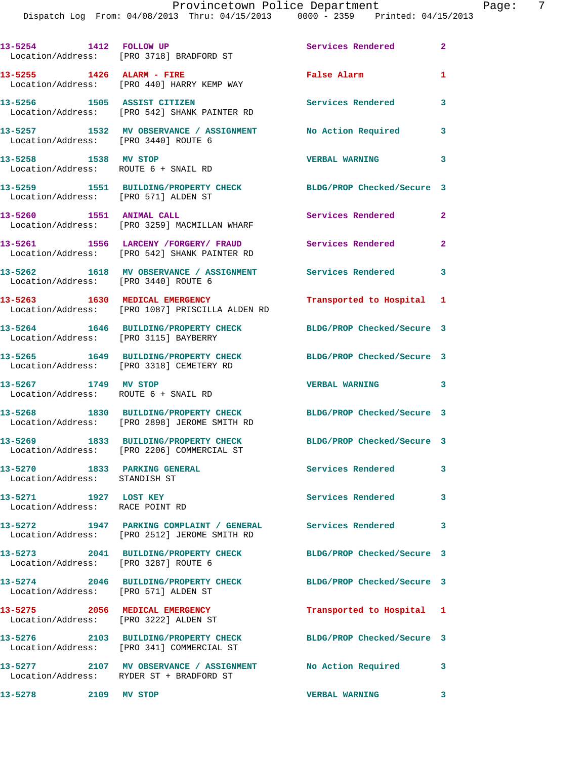13-5254 1412 FOLLOW UP Services Rendered 2
Location/Address: [PRO 3718] BRADFORD ST

13-5255 1426 ALARM - FIRE False Alarm 1
Location/Address: [PRO 440] HARRY KEMP WAY

13-5256 1505 ASSIST CITIZEN Services Rendered 3
Location/Address: [PRO 542] SHANK PAINTER RD

13-5257 1532 MV OBSERVANCE / ASSIGNMENT No Action Required 3
Location/Address: [PRO 3440] ROUTE 6

13-5258 1538 MV STOP VERBAL WARNING 3
Location/Address: ROUTE 6 + SNAIL RD

13-5259 1551 BUILDING/PROPERTY CHECK BLDG/PROP Checked/Secure 3
Location/Address: [PRO 571] ALDEN ST

13-5260 1551 ANIMAL CALL Services Rendered 2
Location/Address: [PRO 3259] MACMILLAN WHARF

13-5261 1556 LARCENY /FORGERY/ FRAUD Services Rendered 2
Location/Address: [PRO 542] SHANK PAINTER RD

13-5262 1618 MV OBSERVANCE / ASSIGNMENT Services Rendered 3
Location/Address: [PRO 3440] ROUTE 6

13-5263 1630 MEDICAL EMERGENCY Transported to Hospital 1
Location/Address: [PRO 1087] PRISCILLA ALDEN RD

13-5264 1646 BUILDING/PROPERTY CHECK BLDG/PROP Checked/Secure 3
Location/Address: [PRO 3115] BAYBERRY

13-5265 1649 BUILDING/PROPERTY CHECK BLDG/PROP Checked/Secure 3
Location/Address: [PRO 3318] CEMETERY RD

13-5267 1749 MV STOP VERBAL WARNING 3
Location/Address: ROUTE 6 + SNAIL RD

13-5268 1830 BUILDING/PROPERTY CHECK BLDG/PROP Checked/Secure 3
Location/Address: [PRO 2898] JEROME SMITH RD

13-5269 1833 BUILDING/PROPERTY CHECK BLDG/PROP Checked/Secure 3
Location/Address: [PRO 2206] COMMERCIAL ST

13-5270 1833 PARKING GENERAL Services Rendered 3
Location/Address: STANDISH ST

13-5271 1927 LOST KEY Services Rendered 3
Location/Address: RACE POINT RD

13-5272 1947 PARKING COMPLAINT / GENERAL Services Rendered 3
Location/Address: [PRO 2512] JEROME SMITH RD

13-5273 2041 BUILDING/PROPERTY CHECK BLDG/PROP Checked/Secure 3
Location/Address: [PRO 3287] ROUTE 6

13-5274 2046 BUILDING/PROPERTY CHECK BLDG/PROP Checked/Secure 3
Location/Address: [PRO 571] ALDEN ST

13-5275 2056 MEDICAL EMERGENCY Transported to Hospital 1
Location/Address: [PRO 3222] ALDEN ST

13-5276 2103 BUILDING/PROPERTY CHECK BLDG/PROP Checked/Secure 3
Location/Address: [PRO 341] COMMERCIAL ST

13-5277 2107 MV OBSERVANCE / ASSIGNMENT No Action Required 3
Location/Address: RYDER ST + BRADFORD ST

13-5278 2109 MV STOP VERBAL WARNING 3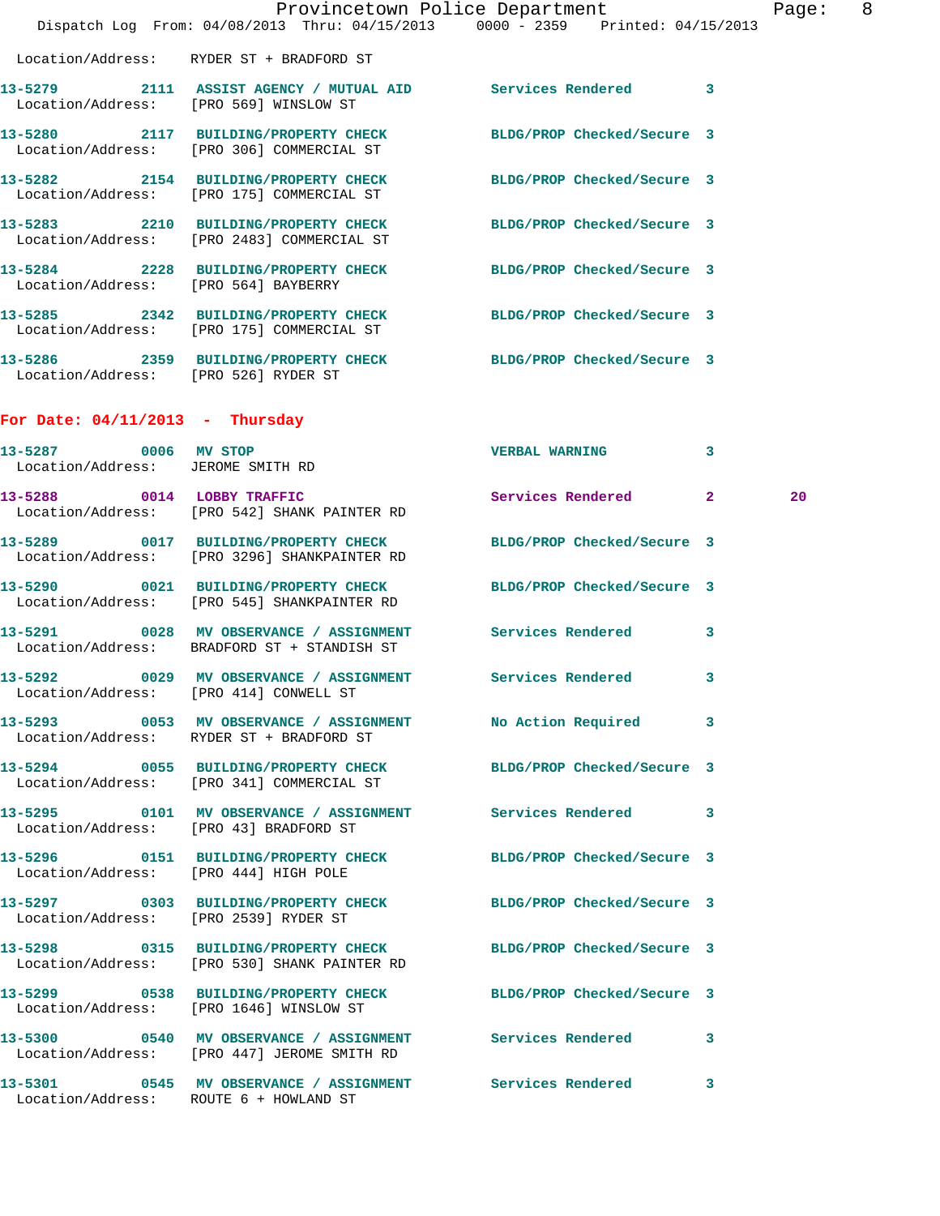Location/Address: RYDER ST + BRADFORD ST

13-5279 2111 ASSIST AGENCY / MUTUAL AID Services Rendered 3
Location/Address: [PRO 569] WINSLOW ST

13-5280 2117 BUILDING/PROPERTY CHECK BLDG/PROP Checked/Secure 3
Location/Address: [PRO 306] COMMERCIAL ST

13-5282 2154 BUILDING/PROPERTY CHECK BLDG/PROP Checked/Secure 3
Location/Address: [PRO 175] COMMERCIAL ST

13-5283 2210 BUILDING/PROPERTY CHECK BLDG/PROP Checked/Secure 3
Location/Address: [PRO 2483] COMMERCIAL ST

13-5284 2228 BUILDING/PROPERTY CHECK BLDG/PROP Checked/Secure 3
Location/Address: [PRO 564] BAYBERRY

13-5285 2342 BUILDING/PROPERTY CHECK BLDG/PROP Checked/Secure 3
Location/Address: [PRO 175] COMMERCIAL ST

13-5286 2359 BUILDING/PROPERTY CHECK BLDG/PROP Checked/Secure 3
Location/Address: [PRO 526] RYDER ST

**For Date: 04/11/2013 - Thursday**

13-5287 0006 MV STOP VERBAL WARNING 3
Location/Address: JEROME SMITH RD

13-5288 0014 LOBBY TRAFFIC Services Rendered 2 20
Location/Address: [PRO 542] SHANK PAINTER RD

13-5289 0017 BUILDING/PROPERTY CHECK BLDG/PROP Checked/Secure 3
Location/Address: [PRO 3296] SHANKPAINTER RD

13-5290 0021 BUILDING/PROPERTY CHECK BLDG/PROP Checked/Secure 3
Location/Address: [PRO 545] SHANKPAINTER RD

13-5291 0028 MV OBSERVANCE / ASSIGNMENT Services Rendered 3
Location/Address: BRADFORD ST + STANDISH ST

13-5292 0029 MV OBSERVANCE / ASSIGNMENT Services Rendered 3
Location/Address: [PRO 414] CONWELL ST

13-5293 0053 MV OBSERVANCE / ASSIGNMENT No Action Required 3
Location/Address: RYDER ST + BRADFORD ST

13-5294 0055 BUILDING/PROPERTY CHECK BLDG/PROP Checked/Secure 3
Location/Address: [PRO 341] COMMERCIAL ST

13-5295 0101 MV OBSERVANCE / ASSIGNMENT Services Rendered 3
Location/Address: [PRO 43] BRADFORD ST

13-5296 0151 BUILDING/PROPERTY CHECK BLDG/PROP Checked/Secure 3
Location/Address: [PRO 444] HIGH POLE

13-5297 0303 BUILDING/PROPERTY CHECK BLDG/PROP Checked/Secure 3
Location/Address: [PRO 2539] RYDER ST

13-5298 0315 BUILDING/PROPERTY CHECK BLDG/PROP Checked/Secure 3
Location/Address: [PRO 530] SHANK PAINTER RD

13-5299 0538 BUILDING/PROPERTY CHECK BLDG/PROP Checked/Secure 3
Location/Address: [PRO 1646] WINSLOW ST

13-5300 0540 MV OBSERVANCE / ASSIGNMENT Services Rendered 3
Location/Address: [PRO 447] JEROME SMITH RD

13-5301 0545 MV OBSERVANCE / ASSIGNMENT Services Rendered 3
Location/Address: ROUTE 6 + HOWLAND ST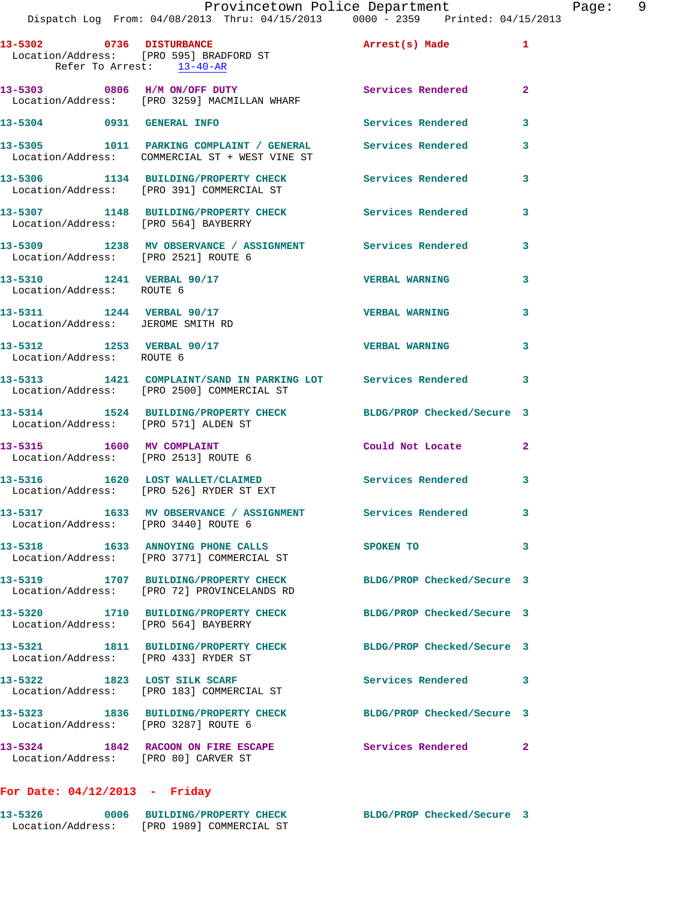13-5302 0736 DISTURBANCE Arrest(s) Made 1
Location/Address: [PRO 595] BRADFORD ST
Refer To Arrest: 13-40-AR

13-5303 0806 H/M ON/OFF DUTY Services Rendered 2
Location/Address: [PRO 3259] MACMILLAN WHARF

13-5304 0931 GENERAL INFO Services Rendered 3

13-5305 1011 PARKING COMPLAINT / GENERAL Services Rendered 3
Location/Address: COMMERCIAL ST + WEST VINE ST

13-5306 1134 BUILDING/PROPERTY CHECK Services Rendered 3
Location/Address: [PRO 391] COMMERCIAL ST

13-5307 1148 BUILDING/PROPERTY CHECK Services Rendered 3
Location/Address: [PRO 564] BAYBERRY

13-5309 1238 MV OBSERVANCE / ASSIGNMENT Services Rendered 3
Location/Address: [PRO 2521] ROUTE 6

13-5310 1241 VERBAL 90/17 VERBAL WARNING 3
Location/Address: ROUTE 6

13-5311 1244 VERBAL 90/17 VERBAL WARNING 3
Location/Address: JEROME SMITH RD

13-5312 1253 VERBAL 90/17 VERBAL WARNING 3
Location/Address: ROUTE 6

13-5313 1421 COMPLAINT/SAND IN PARKING LOT Services Rendered 3
Location/Address: [PRO 2500] COMMERCIAL ST

13-5314 1524 BUILDING/PROPERTY CHECK BLDG/PROP Checked/Secure 3
Location/Address: [PRO 571] ALDEN ST

13-5315 1600 MV COMPLAINT Could Not Locate 2
Location/Address: [PRO 2513] ROUTE 6

13-5316 1620 LOST WALLET/CLAIMED Services Rendered 3
Location/Address: [PRO 526] RYDER ST EXT

13-5317 1633 MV OBSERVANCE / ASSIGNMENT Services Rendered 3
Location/Address: [PRO 3440] ROUTE 6

13-5318 1633 ANNOYING PHONE CALLS SPOKEN TO 3
Location/Address: [PRO 3771] COMMERCIAL ST

13-5319 1707 BUILDING/PROPERTY CHECK BLDG/PROP Checked/Secure 3
Location/Address: [PRO 72] PROVINCELANDS RD

13-5320 1710 BUILDING/PROPERTY CHECK BLDG/PROP Checked/Secure 3
Location/Address: [PRO 564] BAYBERRY

13-5321 1811 BUILDING/PROPERTY CHECK BLDG/PROP Checked/Secure 3
Location/Address: [PRO 433] RYDER ST

13-5322 1823 LOST SILK SCARF Services Rendered 3
Location/Address: [PRO 183] COMMERCIAL ST

13-5323 1836 BUILDING/PROPERTY CHECK BLDG/PROP Checked/Secure 3
Location/Address: [PRO 3287] ROUTE 6

13-5324 1842 RACOON ON FIRE ESCAPE Services Rendered 2
Location/Address: [PRO 80] CARVER ST

**For Date: 04/12/2013 - Friday**

13-5326 0006 BUILDING/PROPERTY CHECK BLDG/PROP Checked/Secure 3
Location/Address: [PRO 1989] COMMERCIAL ST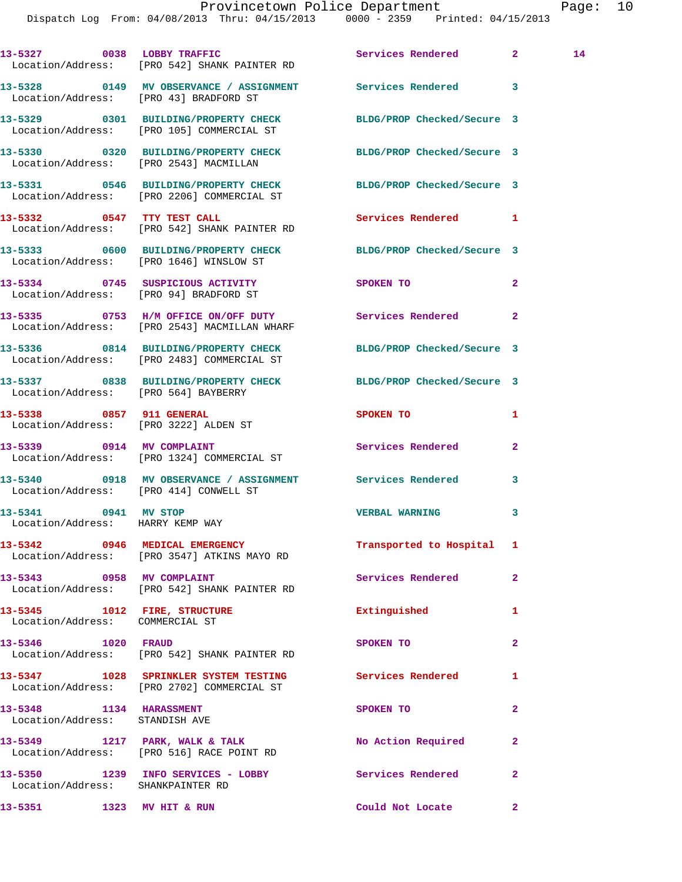13-5327 0038 LOBBY TRAFFIC Services Rendered 2 14
Location/Address: [PRO 542] SHANK PAINTER RD

13-5328 0149 MV OBSERVANCE / ASSIGNMENT Services Rendered 3
Location/Address: [PRO 43] BRADFORD ST

13-5329 0301 BUILDING/PROPERTY CHECK BLDG/PROP Checked/Secure 3
Location/Address: [PRO 105] COMMERCIAL ST

13-5330 0320 BUILDING/PROPERTY CHECK BLDG/PROP Checked/Secure 3
Location/Address: [PRO 2543] MACMILLAN

13-5331 0546 BUILDING/PROPERTY CHECK BLDG/PROP Checked/Secure 3
Location/Address: [PRO 2206] COMMERCIAL ST

13-5332 0547 TTY TEST CALL Services Rendered 1
Location/Address: [PRO 542] SHANK PAINTER RD

13-5333 0600 BUILDING/PROPERTY CHECK BLDG/PROP Checked/Secure 3
Location/Address: [PRO 1646] WINSLOW ST

13-5334 0745 SUSPICIOUS ACTIVITY SPOKEN TO 2
Location/Address: [PRO 94] BRADFORD ST

13-5335 0753 H/M OFFICE ON/OFF DUTY Services Rendered 2
Location/Address: [PRO 2543] MACMILLAN WHARF

13-5336 0814 BUILDING/PROPERTY CHECK BLDG/PROP Checked/Secure 3
Location/Address: [PRO 2483] COMMERCIAL ST

13-5337 0838 BUILDING/PROPERTY CHECK BLDG/PROP Checked/Secure 3
Location/Address: [PRO 564] BAYBERRY

13-5338 0857 911 GENERAL SPOKEN TO 1
Location/Address: [PRO 3222] ALDEN ST

13-5339 0914 MV COMPLAINT Services Rendered 2
Location/Address: [PRO 1324] COMMERCIAL ST

13-5340 0918 MV OBSERVANCE / ASSIGNMENT Services Rendered 3
Location/Address: [PRO 414] CONWELL ST

13-5341 0941 MV STOP VERBAL WARNING 3
Location/Address: HARRY KEMP WAY

13-5342 0946 MEDICAL EMERGENCY Transported to Hospital 1
Location/Address: [PRO 3547] ATKINS MAYO RD

13-5343 0958 MV COMPLAINT Services Rendered 2
Location/Address: [PRO 542] SHANK PAINTER RD

13-5345 1012 FIRE, STRUCTURE Extinguished 1
Location/Address: COMMERCIAL ST

13-5346 1020 FRAUD SPOKEN TO 2
Location/Address: [PRO 542] SHANK PAINTER RD

13-5347 1028 SPRINKLER SYSTEM TESTING Services Rendered 1
Location/Address: [PRO 2702] COMMERCIAL ST

13-5348 1134 HARASSMENT SPOKEN TO 2
Location/Address: STANDISH AVE

13-5349 1217 PARK, WALK & TALK No Action Required 2
Location/Address: [PRO 516] RACE POINT RD

13-5350 1239 INFO SERVICES - LOBBY Services Rendered 2
Location/Address: SHANKPAINTER RD

13-5351 1323 MV HIT & RUN Could Not Locate 2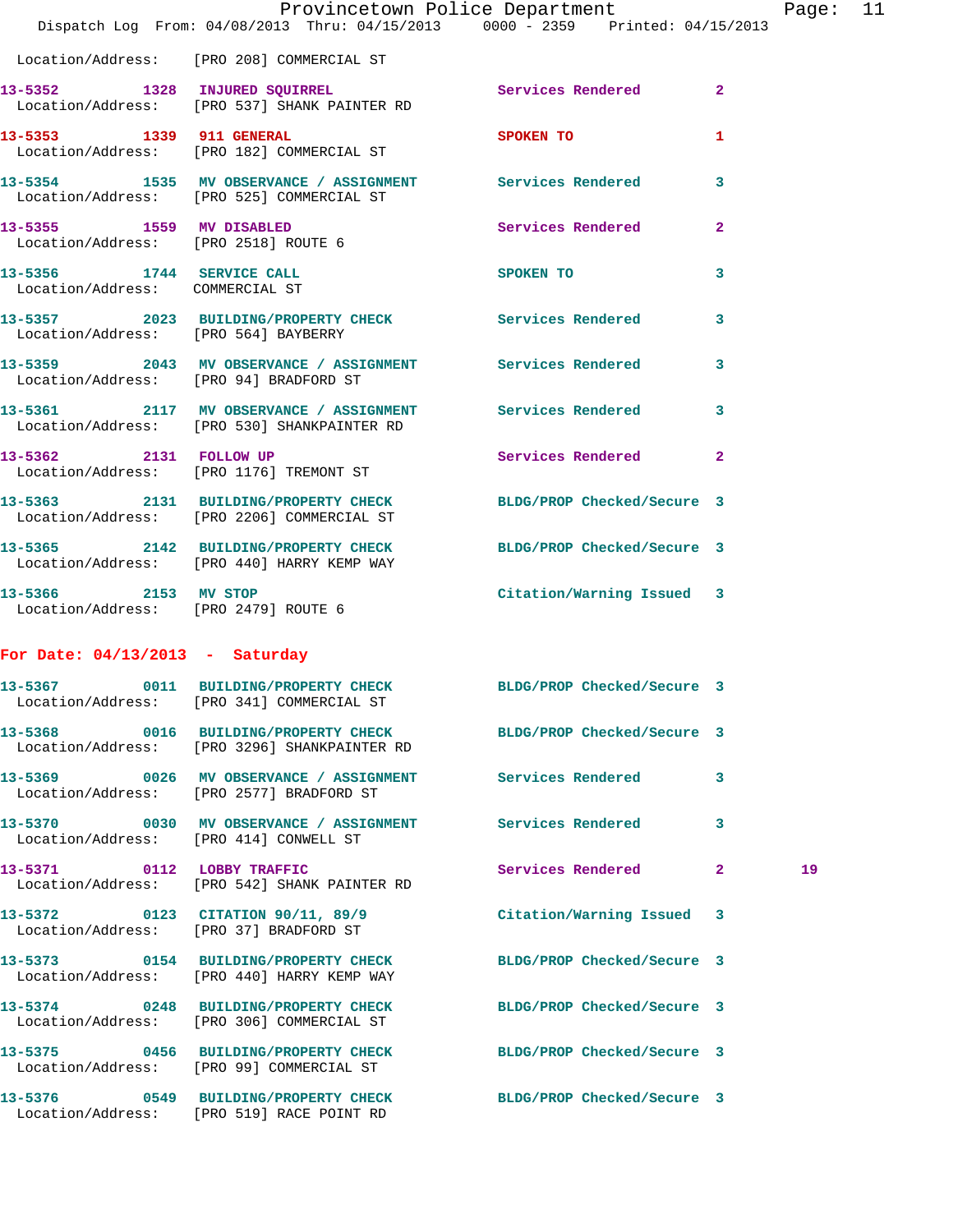Location/Address: [PRO 208] COMMERCIAL ST

**13-5352 1328 INJURED SQUIRREL** Services Rendered 2
Location/Address: [PRO 537] SHANK PAINTER RD

**13-5353 1339 911 GENERAL** SPOKEN TO 1
Location/Address: [PRO 182] COMMERCIAL ST

**13-5354 1535 MV OBSERVANCE / ASSIGNMENT** Services Rendered 3
Location/Address: [PRO 525] COMMERCIAL ST

**13-5355 1559 MV DISABLED** Services Rendered 2
Location/Address: [PRO 2518] ROUTE 6

**13-5356 1744 SERVICE CALL** SPOKEN TO 3
Location/Address: COMMERCIAL ST

**13-5357 2023 BUILDING/PROPERTY CHECK** Services Rendered 3
Location/Address: [PRO 564] BAYBERRY

**13-5359 2043 MV OBSERVANCE / ASSIGNMENT** Services Rendered 3
Location/Address: [PRO 94] BRADFORD ST

**13-5361 2117 MV OBSERVANCE / ASSIGNMENT** Services Rendered 3
Location/Address: [PRO 530] SHANKPAINTER RD

**13-5362 2131 FOLLOW UP** Services Rendered 2
Location/Address: [PRO 1176] TREMONT ST

**13-5363 2131 BUILDING/PROPERTY CHECK** BLDG/PROP Checked/Secure 3
Location/Address: [PRO 2206] COMMERCIAL ST

**13-5365 2142 BUILDING/PROPERTY CHECK** BLDG/PROP Checked/Secure 3
Location/Address: [PRO 440] HARRY KEMP WAY

**13-5366 2153 MV STOP** Citation/Warning Issued 3
Location/Address: [PRO 2479] ROUTE 6

## For Date: 04/13/2013 - Saturday

**13-5367 0011 BUILDING/PROPERTY CHECK** BLDG/PROP Checked/Secure 3
Location/Address: [PRO 341] COMMERCIAL ST

**13-5368 0016 BUILDING/PROPERTY CHECK** BLDG/PROP Checked/Secure 3
Location/Address: [PRO 3296] SHANKPAINTER RD

**13-5369 0026 MV OBSERVANCE / ASSIGNMENT** Services Rendered 3
Location/Address: [PRO 2577] BRADFORD ST

**13-5370 0030 MV OBSERVANCE / ASSIGNMENT** Services Rendered 3
Location/Address: [PRO 414] CONWELL ST

**13-5371 0112 LOBBY TRAFFIC** Services Rendered 2 19
Location/Address: [PRO 542] SHANK PAINTER RD

**13-5372 0123 CITATION 90/11, 89/9** Citation/Warning Issued 3
Location/Address: [PRO 37] BRADFORD ST

**13-5373 0154 BUILDING/PROPERTY CHECK** BLDG/PROP Checked/Secure 3
Location/Address: [PRO 440] HARRY KEMP WAY

**13-5374 0248 BUILDING/PROPERTY CHECK** BLDG/PROP Checked/Secure 3
Location/Address: [PRO 306] COMMERCIAL ST

**13-5375 0456 BUILDING/PROPERTY CHECK** BLDG/PROP Checked/Secure 3
Location/Address: [PRO 99] COMMERCIAL ST

**13-5376 0549 BUILDING/PROPERTY CHECK** BLDG/PROP Checked/Secure 3
Location/Address: [PRO 519] RACE POINT RD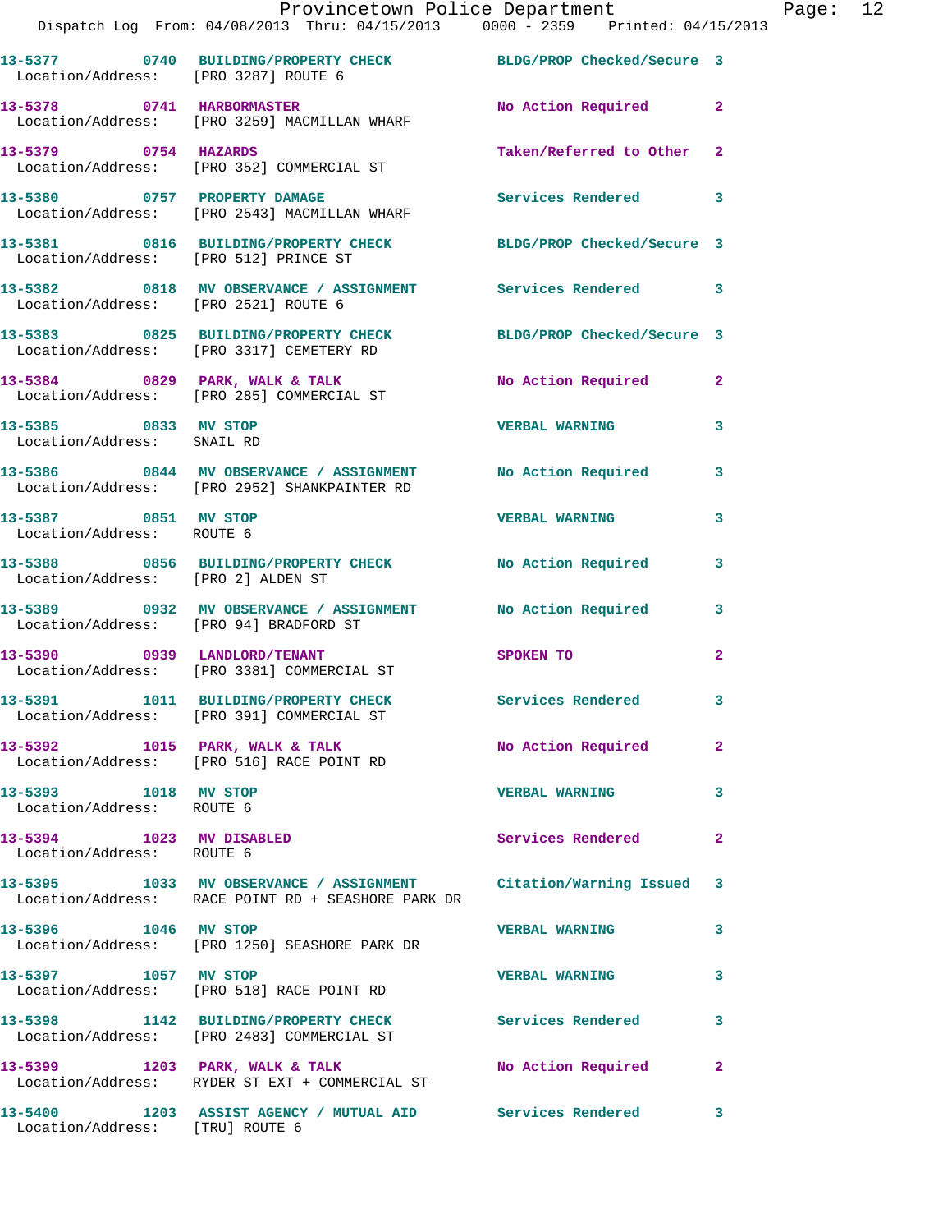| Call # | Time | Call Type | Disposition | Priority |
|---|---|---|---|---|
| 13-5377 | 0740 | BUILDING/PROPERTY CHECK | BLDG/PROP Checked/Secure | 3 |
| Location/Address: [PRO 3287] ROUTE 6 | | | | |
| 13-5378 | 0741 | HARBORMASTER | No Action Required | 2 |
| Location/Address: [PRO 3259] MACMILLAN WHARF | | | | |
| 13-5379 | 0754 | HAZARDS | Taken/Referred to Other | 2 |
| Location/Address: [PRO 352] COMMERCIAL ST | | | | |
| 13-5380 | 0757 | PROPERTY DAMAGE | Services Rendered | 3 |
| Location/Address: [PRO 2543] MACMILLAN WHARF | | | | |
| 13-5381 | 0816 | BUILDING/PROPERTY CHECK | BLDG/PROP Checked/Secure | 3 |
| Location/Address: [PRO 512] PRINCE ST | | | | |
| 13-5382 | 0818 | MV OBSERVANCE / ASSIGNMENT | Services Rendered | 3 |
| Location/Address: [PRO 2521] ROUTE 6 | | | | |
| 13-5383 | 0825 | BUILDING/PROPERTY CHECK | BLDG/PROP Checked/Secure | 3 |
| Location/Address: [PRO 3317] CEMETERY RD | | | | |
| 13-5384 | 0829 | PARK, WALK & TALK | No Action Required | 2 |
| Location/Address: [PRO 285] COMMERCIAL ST | | | | |
| 13-5385 | 0833 | MV STOP | VERBAL WARNING | 3 |
| Location/Address: SNAIL RD | | | | |
| 13-5386 | 0844 | MV OBSERVANCE / ASSIGNMENT | No Action Required | 3 |
| Location/Address: [PRO 2952] SHANKPAINTER RD | | | | |
| 13-5387 | 0851 | MV STOP | VERBAL WARNING | 3 |
| Location/Address: ROUTE 6 | | | | |
| 13-5388 | 0856 | BUILDING/PROPERTY CHECK | No Action Required | 3 |
| Location/Address: [PRO 2] ALDEN ST | | | | |
| 13-5389 | 0932 | MV OBSERVANCE / ASSIGNMENT | No Action Required | 3 |
| Location/Address: [PRO 94] BRADFORD ST | | | | |
| 13-5390 | 0939 | LANDLORD/TENANT | SPOKEN TO | 2 |
| Location/Address: [PRO 3381] COMMERCIAL ST | | | | |
| 13-5391 | 1011 | BUILDING/PROPERTY CHECK | Services Rendered | 3 |
| Location/Address: [PRO 391] COMMERCIAL ST | | | | |
| 13-5392 | 1015 | PARK, WALK & TALK | No Action Required | 2 |
| Location/Address: [PRO 516] RACE POINT RD | | | | |
| 13-5393 | 1018 | MV STOP | VERBAL WARNING | 3 |
| Location/Address: ROUTE 6 | | | | |
| 13-5394 | 1023 | MV DISABLED | Services Rendered | 2 |
| Location/Address: ROUTE 6 | | | | |
| 13-5395 | 1033 | MV OBSERVANCE / ASSIGNMENT | Citation/Warning Issued | 3 |
| Location/Address: RACE POINT RD + SEASHORE PARK DR | | | | |
| 13-5396 | 1046 | MV STOP | VERBAL WARNING | 3 |
| Location/Address: [PRO 1250] SEASHORE PARK DR | | | | |
| 13-5397 | 1057 | MV STOP | VERBAL WARNING | 3 |
| Location/Address: [PRO 518] RACE POINT RD | | | | |
| 13-5398 | 1142 | BUILDING/PROPERTY CHECK | Services Rendered | 3 |
| Location/Address: [PRO 2483] COMMERCIAL ST | | | | |
| 13-5399 | 1203 | PARK, WALK & TALK | No Action Required | 2 |
| Location/Address: RYDER ST EXT + COMMERCIAL ST | | | | |
| 13-5400 | 1203 | ASSIST AGENCY / MUTUAL AID | Services Rendered | 3 |
| Location/Address: [TRU] ROUTE 6 | | | | |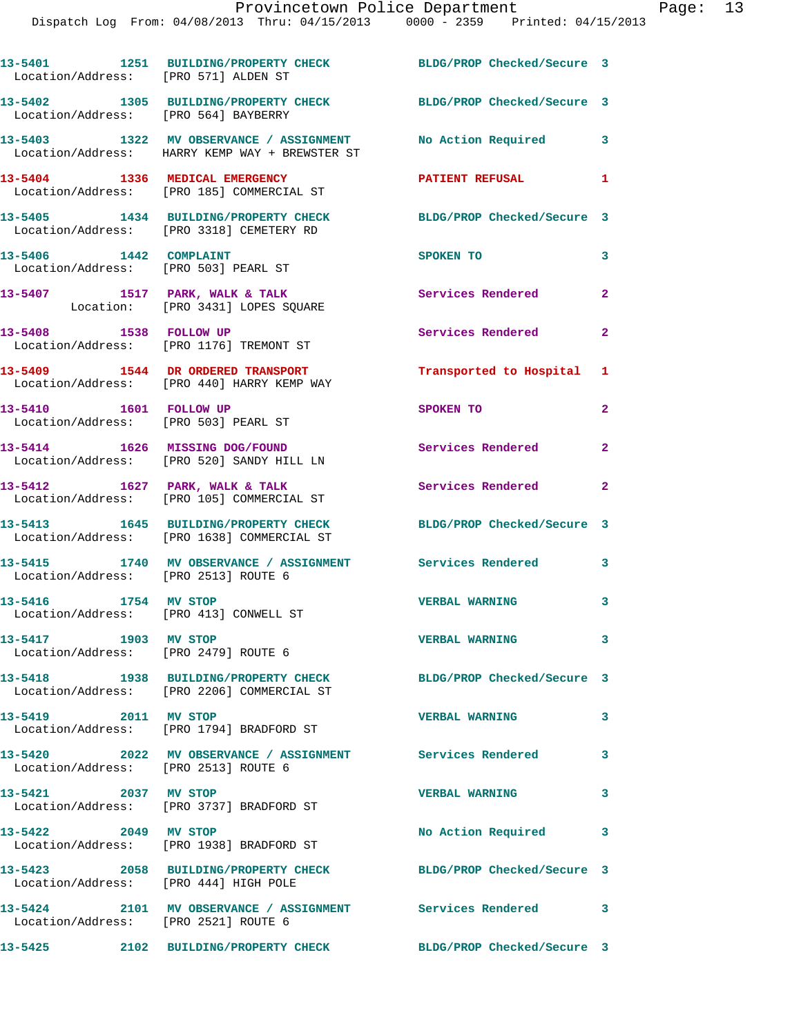13-5401 1251 BUILDING/PROPERTY CHECK BLDG/PROP Checked/Secure 3
Location/Address: [PRO 571] ALDEN ST

13-5402 1305 BUILDING/PROPERTY CHECK BLDG/PROP Checked/Secure 3
Location/Address: [PRO 564] BAYBERRY

13-5403 1322 MV OBSERVANCE / ASSIGNMENT No Action Required 3
Location/Address: HARRY KEMP WAY + BREWSTER ST

13-5404 1336 MEDICAL EMERGENCY PATIENT REFUSAL 1
Location/Address: [PRO 185] COMMERCIAL ST

13-5405 1434 BUILDING/PROPERTY CHECK BLDG/PROP Checked/Secure 3
Location/Address: [PRO 3318] CEMETERY RD

13-5406 1442 COMPLAINT SPOKEN TO 3
Location/Address: [PRO 503] PEARL ST

13-5407 1517 PARK, WALK & TALK Services Rendered 2
Location: [PRO 3431] LOPES SQUARE

13-5408 1538 FOLLOW UP Services Rendered 2
Location/Address: [PRO 1176] TREMONT ST

13-5409 1544 DR ORDERED TRANSPORT Transported to Hospital 1
Location/Address: [PRO 440] HARRY KEMP WAY

13-5410 1601 FOLLOW UP SPOKEN TO 2
Location/Address: [PRO 503] PEARL ST

13-5414 1626 MISSING DOG/FOUND Services Rendered 2
Location/Address: [PRO 520] SANDY HILL LN

13-5412 1627 PARK, WALK & TALK Services Rendered 2
Location/Address: [PRO 105] COMMERCIAL ST

13-5413 1645 BUILDING/PROPERTY CHECK BLDG/PROP Checked/Secure 3
Location/Address: [PRO 1638] COMMERCIAL ST

13-5415 1740 MV OBSERVANCE / ASSIGNMENT Services Rendered 3
Location/Address: [PRO 2513] ROUTE 6

13-5416 1754 MV STOP VERBAL WARNING 3
Location/Address: [PRO 413] CONWELL ST

13-5417 1903 MV STOP VERBAL WARNING 3
Location/Address: [PRO 2479] ROUTE 6

13-5418 1938 BUILDING/PROPERTY CHECK BLDG/PROP Checked/Secure 3
Location/Address: [PRO 2206] COMMERCIAL ST

13-5419 2011 MV STOP VERBAL WARNING 3
Location/Address: [PRO 1794] BRADFORD ST

13-5420 2022 MV OBSERVANCE / ASSIGNMENT Services Rendered 3
Location/Address: [PRO 2513] ROUTE 6

13-5421 2037 MV STOP VERBAL WARNING 3
Location/Address: [PRO 3737] BRADFORD ST

13-5422 2049 MV STOP No Action Required 3
Location/Address: [PRO 1938] BRADFORD ST

13-5423 2058 BUILDING/PROPERTY CHECK BLDG/PROP Checked/Secure 3
Location/Address: [PRO 444] HIGH POLE

13-5424 2101 MV OBSERVANCE / ASSIGNMENT Services Rendered 3
Location/Address: [PRO 2521] ROUTE 6

13-5425 2102 BUILDING/PROPERTY CHECK BLDG/PROP Checked/Secure 3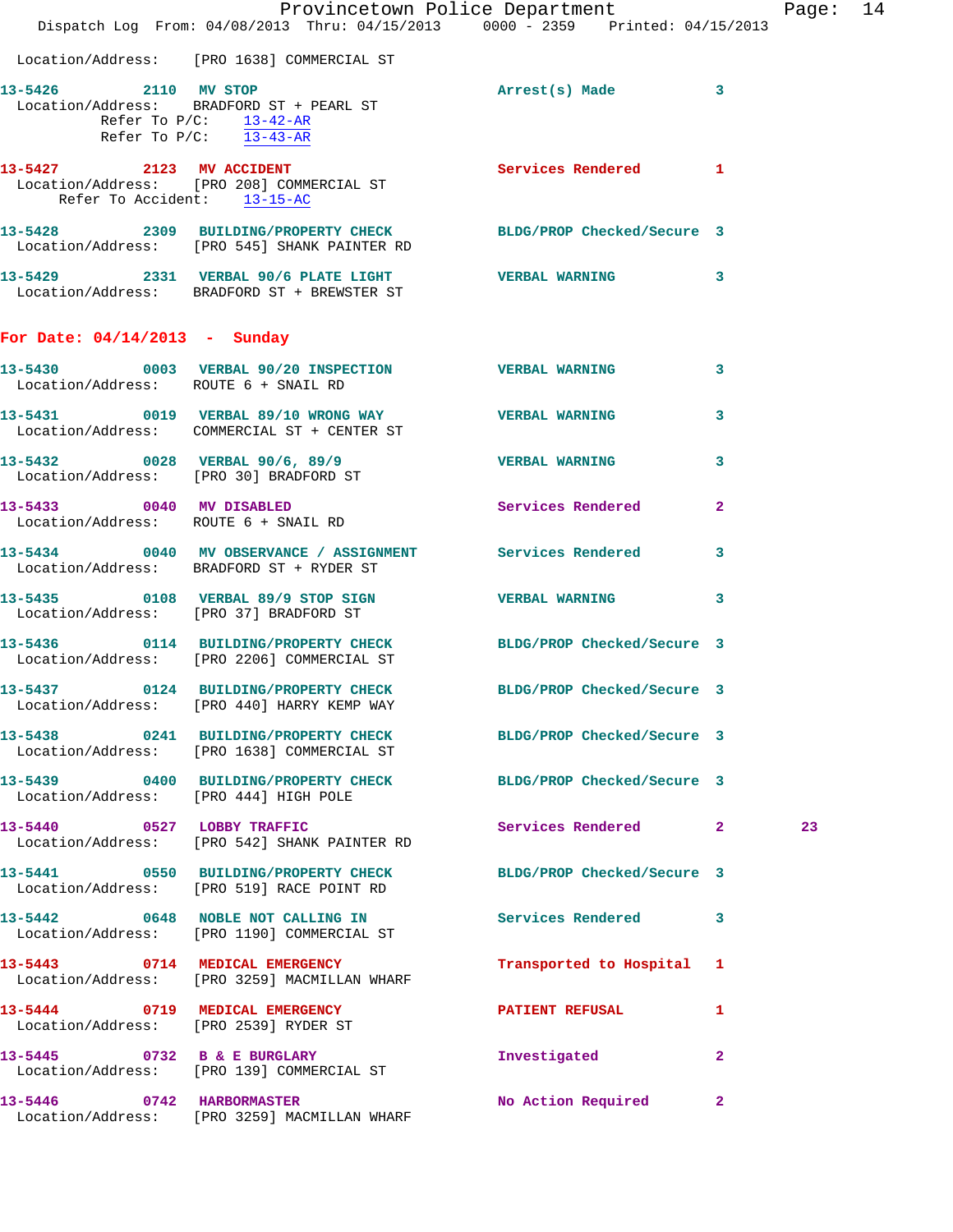Location/Address: [PRO 1638] COMMERCIAL ST

**13-5426** 2110 **MV STOP** Arrest(s) Made 3
Location/Address: BRADFORD ST + PEARL ST
Refer To P/C: 13-42-AR
Refer To P/C: 13-43-AR

**13-5427** 2123 **MV ACCIDENT** Services Rendered 1
Location/Address: [PRO 208] COMMERCIAL ST
Refer To Accident: 13-15-AC

**13-5428** 2309 **BUILDING/PROPERTY CHECK** BLDG/PROP Checked/Secure 3
Location/Address: [PRO 545] SHANK PAINTER RD

**13-5429** 2331 **VERBAL 90/6 PLATE LIGHT** VERBAL WARNING 3
Location/Address: BRADFORD ST + BREWSTER ST

## For Date: 04/14/2013 - Sunday

**13-5430** 0003 **VERBAL 90/20 INSPECTION** VERBAL WARNING 3
Location/Address: ROUTE 6 + SNAIL RD

**13-5431** 0019 **VERBAL 89/10 WRONG WAY** VERBAL WARNING 3
Location/Address: COMMERCIAL ST + CENTER ST

**13-5432** 0028 **VERBAL 90/6, 89/9** VERBAL WARNING 3
Location/Address: [PRO 30] BRADFORD ST

**13-5433** 0040 **MV DISABLED** Services Rendered 2
Location/Address: ROUTE 6 + SNAIL RD

**13-5434** 0040 **MV OBSERVANCE / ASSIGNMENT** Services Rendered 3
Location/Address: BRADFORD ST + RYDER ST

**13-5435** 0108 **VERBAL 89/9 STOP SIGN** VERBAL WARNING 3
Location/Address: [PRO 37] BRADFORD ST

**13-5436** 0114 **BUILDING/PROPERTY CHECK** BLDG/PROP Checked/Secure 3
Location/Address: [PRO 2206] COMMERCIAL ST

**13-5437** 0124 **BUILDING/PROPERTY CHECK** BLDG/PROP Checked/Secure 3
Location/Address: [PRO 440] HARRY KEMP WAY

**13-5438** 0241 **BUILDING/PROPERTY CHECK** BLDG/PROP Checked/Secure 3
Location/Address: [PRO 1638] COMMERCIAL ST

**13-5439** 0400 **BUILDING/PROPERTY CHECK** BLDG/PROP Checked/Secure 3
Location/Address: [PRO 444] HIGH POLE

**13-5440** 0527 **LOBBY TRAFFIC** Services Rendered 2 23
Location/Address: [PRO 542] SHANK PAINTER RD

**13-5441** 0550 **BUILDING/PROPERTY CHECK** BLDG/PROP Checked/Secure 3
Location/Address: [PRO 519] RACE POINT RD

**13-5442** 0648 **NOBLE NOT CALLING IN** Services Rendered 3
Location/Address: [PRO 1190] COMMERCIAL ST

**13-5443** 0714 **MEDICAL EMERGENCY** Transported to Hospital 1
Location/Address: [PRO 3259] MACMILLAN WHARF

**13-5444** 0719 **MEDICAL EMERGENCY** PATIENT REFUSAL 1
Location/Address: [PRO 2539] RYDER ST

**13-5445** 0732 **B & E BURGLARY** Investigated 2
Location/Address: [PRO 139] COMMERCIAL ST

**13-5446** 0742 **HARBORMASTER** No Action Required 2
Location/Address: [PRO 3259] MACMILLAN WHARF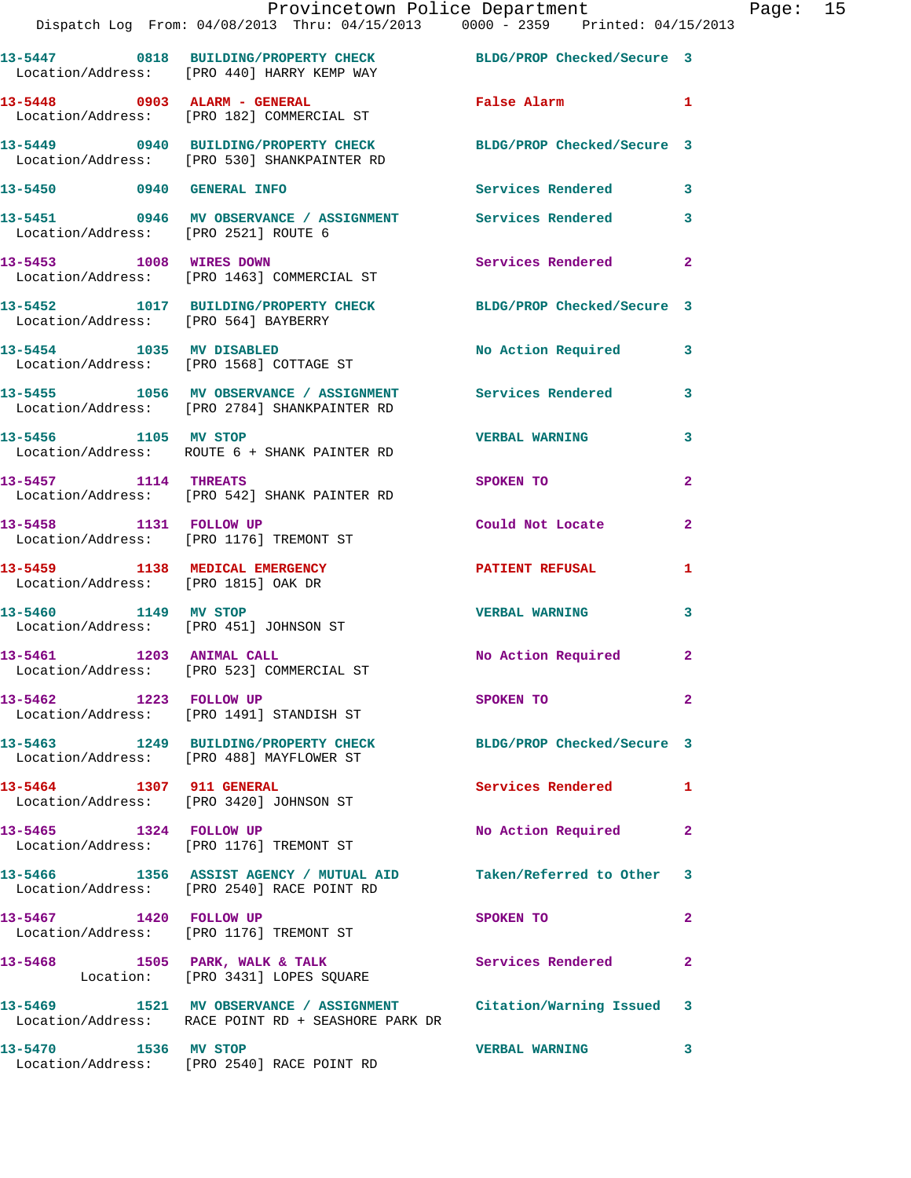13-5447 0818 BUILDING/PROPERTY CHECK BLDG/PROP Checked/Secure 3
Location/Address: [PRO 440] HARRY KEMP WAY

13-5448 0903 ALARM - GENERAL False Alarm 1
Location/Address: [PRO 182] COMMERCIAL ST

13-5449 0940 BUILDING/PROPERTY CHECK BLDG/PROP Checked/Secure 3
Location/Address: [PRO 530] SHANKPAINTER RD

13-5450 0940 GENERAL INFO Services Rendered 3

13-5451 0946 MV OBSERVANCE / ASSIGNMENT Services Rendered 3
Location/Address: [PRO 2521] ROUTE 6

13-5453 1008 WIRES DOWN Services Rendered 2
Location/Address: [PRO 1463] COMMERCIAL ST

13-5452 1017 BUILDING/PROPERTY CHECK BLDG/PROP Checked/Secure 3
Location/Address: [PRO 564] BAYBERRY

13-5454 1035 MV DISABLED No Action Required 3
Location/Address: [PRO 1568] COTTAGE ST

13-5455 1056 MV OBSERVANCE / ASSIGNMENT Services Rendered 3
Location/Address: [PRO 2784] SHANKPAINTER RD

13-5456 1105 MV STOP VERBAL WARNING 3
Location/Address: ROUTE 6 + SHANK PAINTER RD

13-5457 1114 THREATS SPOKEN TO 2
Location/Address: [PRO 542] SHANK PAINTER RD

13-5458 1131 FOLLOW UP Could Not Locate 2
Location/Address: [PRO 1176] TREMONT ST

13-5459 1138 MEDICAL EMERGENCY PATIENT REFUSAL 1
Location/Address: [PRO 1815] OAK DR

13-5460 1149 MV STOP VERBAL WARNING 3
Location/Address: [PRO 451] JOHNSON ST

13-5461 1203 ANIMAL CALL No Action Required 2
Location/Address: [PRO 523] COMMERCIAL ST

13-5462 1223 FOLLOW UP SPOKEN TO 2
Location/Address: [PRO 1491] STANDISH ST

13-5463 1249 BUILDING/PROPERTY CHECK BLDG/PROP Checked/Secure 3
Location/Address: [PRO 488] MAYFLOWER ST

13-5464 1307 911 GENERAL Services Rendered 1
Location/Address: [PRO 3420] JOHNSON ST

13-5465 1324 FOLLOW UP No Action Required 2
Location/Address: [PRO 1176] TREMONT ST

13-5466 1356 ASSIST AGENCY / MUTUAL AID Taken/Referred to Other 3
Location/Address: [PRO 2540] RACE POINT RD

13-5467 1420 FOLLOW UP SPOKEN TO 2
Location/Address: [PRO 1176] TREMONT ST

13-5468 1505 PARK, WALK & TALK Services Rendered 2
Location: [PRO 3431] LOPES SQUARE

13-5469 1521 MV OBSERVANCE / ASSIGNMENT Citation/Warning Issued 3
Location/Address: RACE POINT RD + SEASHORE PARK DR

13-5470 1536 MV STOP VERBAL WARNING 3
Location/Address: [PRO 2540] RACE POINT RD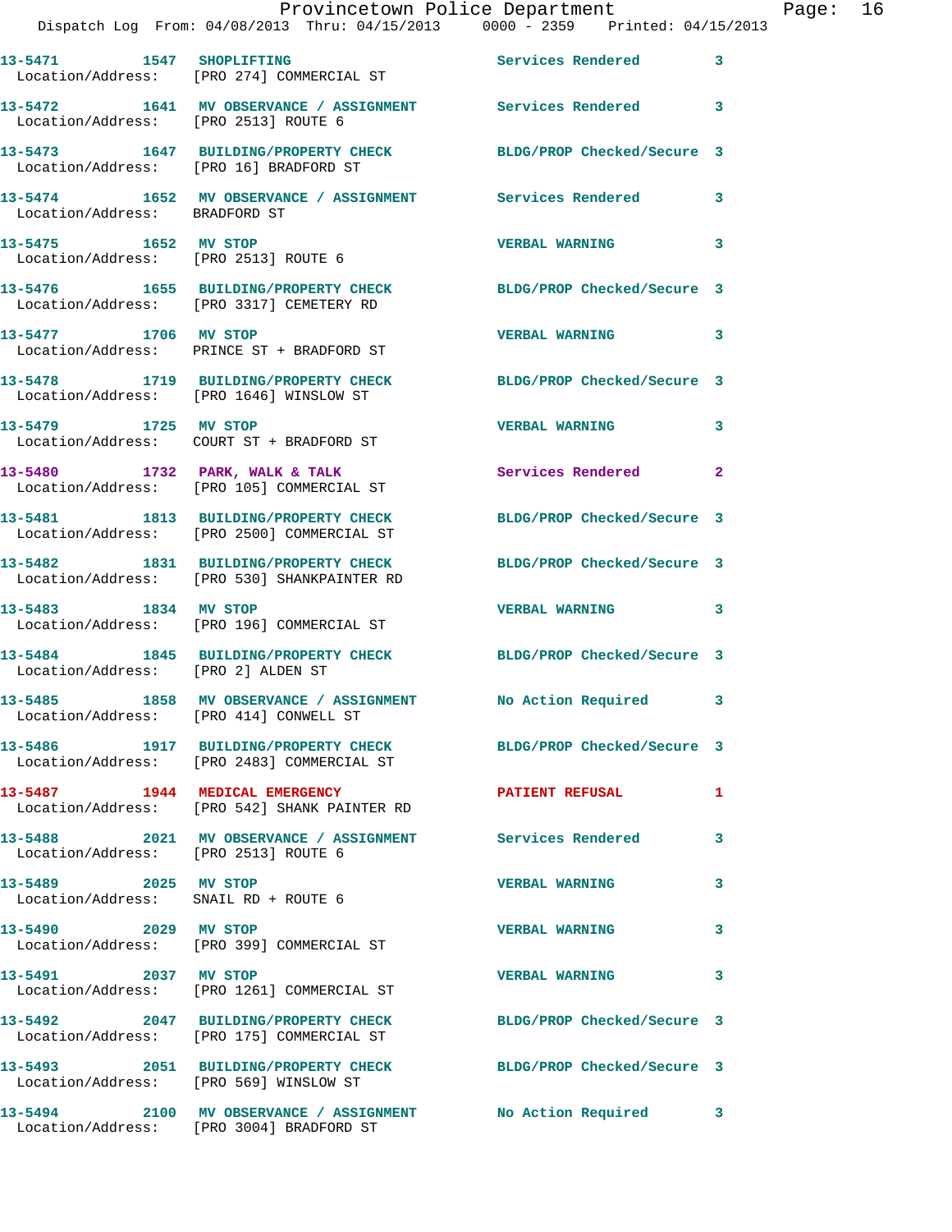13-5471 1547 SHOPLIFTING Services Rendered 3
Location/Address: [PRO 274] COMMERCIAL ST

13-5472 1641 MV OBSERVANCE / ASSIGNMENT Services Rendered 3
Location/Address: [PRO 2513] ROUTE 6

13-5473 1647 BUILDING/PROPERTY CHECK BLDG/PROP Checked/Secure 3
Location/Address: [PRO 16] BRADFORD ST

13-5474 1652 MV OBSERVANCE / ASSIGNMENT Services Rendered 3
Location/Address: BRADFORD ST

13-5475 1652 MV STOP VERBAL WARNING 3
Location/Address: [PRO 2513] ROUTE 6

13-5476 1655 BUILDING/PROPERTY CHECK BLDG/PROP Checked/Secure 3
Location/Address: [PRO 3317] CEMETERY RD

13-5477 1706 MV STOP VERBAL WARNING 3
Location/Address: PRINCE ST + BRADFORD ST

13-5478 1719 BUILDING/PROPERTY CHECK BLDG/PROP Checked/Secure 3
Location/Address: [PRO 1646] WINSLOW ST

13-5479 1725 MV STOP VERBAL WARNING 3
Location/Address: COURT ST + BRADFORD ST

13-5480 1732 PARK, WALK & TALK Services Rendered 2
Location/Address: [PRO 105] COMMERCIAL ST

13-5481 1813 BUILDING/PROPERTY CHECK BLDG/PROP Checked/Secure 3
Location/Address: [PRO 2500] COMMERCIAL ST

13-5482 1831 BUILDING/PROPERTY CHECK BLDG/PROP Checked/Secure 3
Location/Address: [PRO 530] SHANKPAINTER RD

13-5483 1834 MV STOP VERBAL WARNING 3
Location/Address: [PRO 196] COMMERCIAL ST

13-5484 1845 BUILDING/PROPERTY CHECK BLDG/PROP Checked/Secure 3
Location/Address: [PRO 2] ALDEN ST

13-5485 1858 MV OBSERVANCE / ASSIGNMENT No Action Required 3
Location/Address: [PRO 414] CONWELL ST

13-5486 1917 BUILDING/PROPERTY CHECK BLDG/PROP Checked/Secure 3
Location/Address: [PRO 2483] COMMERCIAL ST

13-5487 1944 MEDICAL EMERGENCY PATIENT REFUSAL 1
Location/Address: [PRO 542] SHANK PAINTER RD

13-5488 2021 MV OBSERVANCE / ASSIGNMENT Services Rendered 3
Location/Address: [PRO 2513] ROUTE 6

13-5489 2025 MV STOP VERBAL WARNING 3
Location/Address: SNAIL RD + ROUTE 6

13-5490 2029 MV STOP VERBAL WARNING 3
Location/Address: [PRO 399] COMMERCIAL ST

13-5491 2037 MV STOP VERBAL WARNING 3
Location/Address: [PRO 1261] COMMERCIAL ST

13-5492 2047 BUILDING/PROPERTY CHECK BLDG/PROP Checked/Secure 3
Location/Address: [PRO 175] COMMERCIAL ST

13-5493 2051 BUILDING/PROPERTY CHECK BLDG/PROP Checked/Secure 3
Location/Address: [PRO 569] WINSLOW ST

13-5494 2100 MV OBSERVANCE / ASSIGNMENT No Action Required 3
Location/Address: [PRO 3004] BRADFORD ST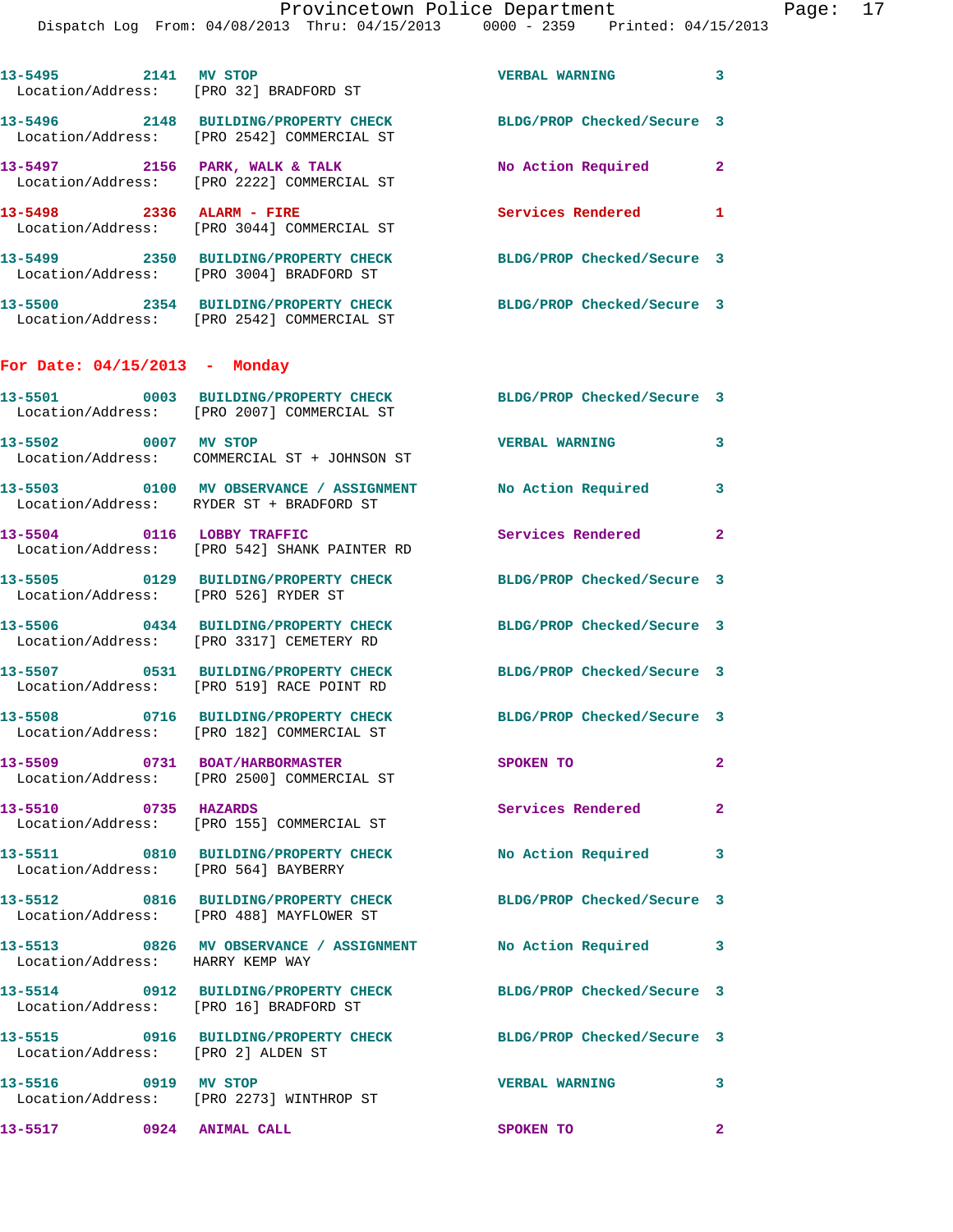13-5495 2141 MV STOP VERBAL WARNING 3
Location/Address: [PRO 32] BRADFORD ST

13-5496 2148 BUILDING/PROPERTY CHECK BLDG/PROP Checked/Secure 3
Location/Address: [PRO 2542] COMMERCIAL ST

13-5497 2156 PARK, WALK & TALK No Action Required 2
Location/Address: [PRO 2222] COMMERCIAL ST

13-5498 2336 ALARM - FIRE Services Rendered 1
Location/Address: [PRO 3044] COMMERCIAL ST

13-5499 2350 BUILDING/PROPERTY CHECK BLDG/PROP Checked/Secure 3
Location/Address: [PRO 3004] BRADFORD ST

13-5500 2354 BUILDING/PROPERTY CHECK BLDG/PROP Checked/Secure 3
Location/Address: [PRO 2542] COMMERCIAL ST

## For Date: 04/15/2013 - Monday

13-5501 0003 BUILDING/PROPERTY CHECK BLDG/PROP Checked/Secure 3
Location/Address: [PRO 2007] COMMERCIAL ST

13-5502 0007 MV STOP VERBAL WARNING 3
Location/Address: COMMERCIAL ST + JOHNSON ST

13-5503 0100 MV OBSERVANCE / ASSIGNMENT No Action Required 3
Location/Address: RYDER ST + BRADFORD ST

13-5504 0116 LOBBY TRAFFIC Services Rendered 2
Location/Address: [PRO 542] SHANK PAINTER RD

13-5505 0129 BUILDING/PROPERTY CHECK BLDG/PROP Checked/Secure 3
Location/Address: [PRO 526] RYDER ST

13-5506 0434 BUILDING/PROPERTY CHECK BLDG/PROP Checked/Secure 3
Location/Address: [PRO 3317] CEMETERY RD

13-5507 0531 BUILDING/PROPERTY CHECK BLDG/PROP Checked/Secure 3
Location/Address: [PRO 519] RACE POINT RD

13-5508 0716 BUILDING/PROPERTY CHECK BLDG/PROP Checked/Secure 3
Location/Address: [PRO 182] COMMERCIAL ST

13-5509 0731 BOAT/HARBORMASTER SPOKEN TO 2
Location/Address: [PRO 2500] COMMERCIAL ST

13-5510 0735 HAZARDS Services Rendered 2
Location/Address: [PRO 155] COMMERCIAL ST

13-5511 0810 BUILDING/PROPERTY CHECK No Action Required 3
Location/Address: [PRO 564] BAYBERRY

13-5512 0816 BUILDING/PROPERTY CHECK BLDG/PROP Checked/Secure 3
Location/Address: [PRO 488] MAYFLOWER ST

13-5513 0826 MV OBSERVANCE / ASSIGNMENT No Action Required 3
Location/Address: HARRY KEMP WAY

13-5514 0912 BUILDING/PROPERTY CHECK BLDG/PROP Checked/Secure 3
Location/Address: [PRO 16] BRADFORD ST

13-5515 0916 BUILDING/PROPERTY CHECK BLDG/PROP Checked/Secure 3
Location/Address: [PRO 2] ALDEN ST

13-5516 0919 MV STOP VERBAL WARNING 3
Location/Address: [PRO 2273] WINTHROP ST

13-5517 0924 ANIMAL CALL SPOKEN TO 2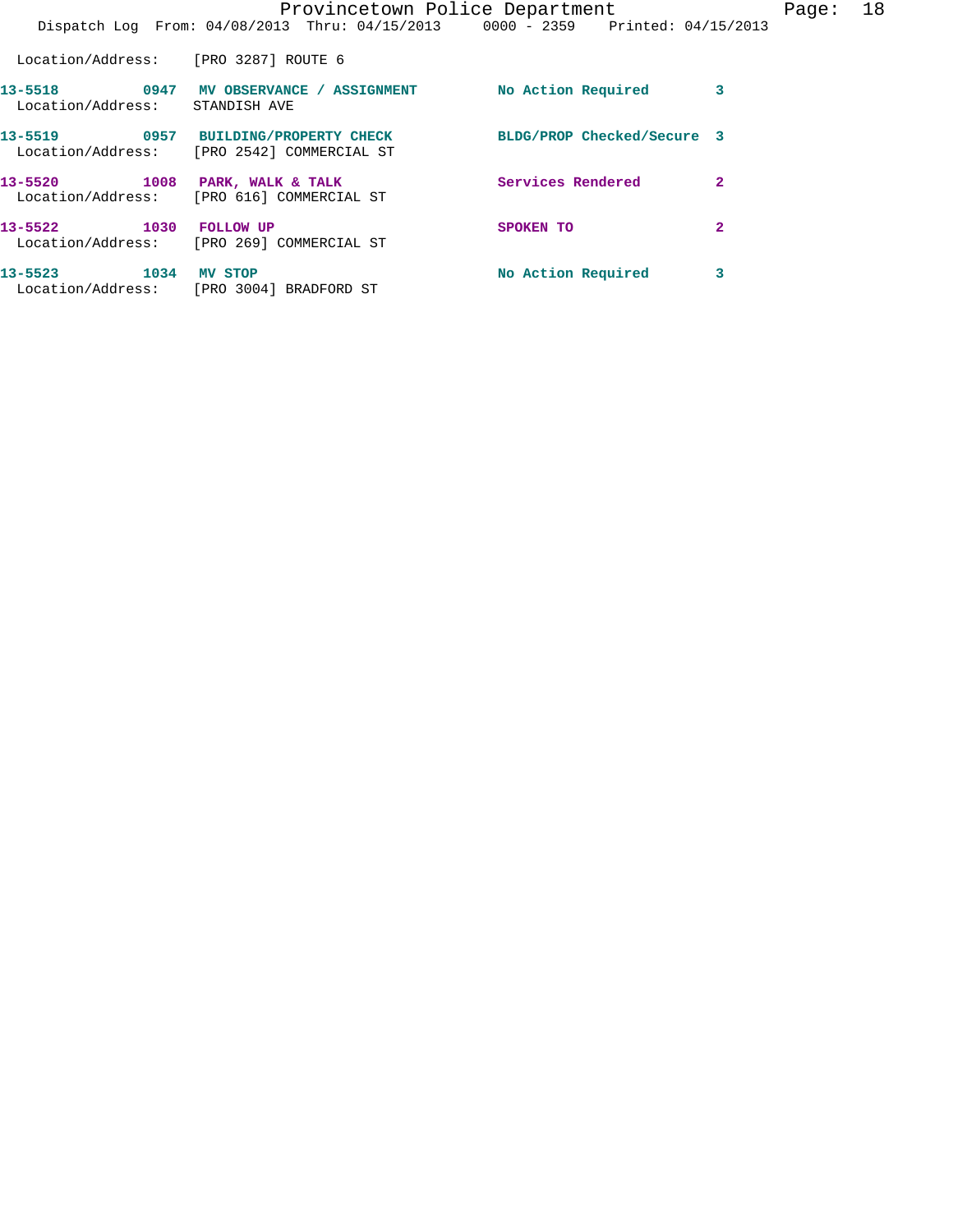Location/Address: [PRO 3287] ROUTE 6

13-5518 0947 MV OBSERVANCE / ASSIGNMENT No Action Required 3
Location/Address: STANDISH AVE

13-5519 0957 BUILDING/PROPERTY CHECK BLDG/PROP Checked/Secure 3
Location/Address: [PRO 2542] COMMERCIAL ST

13-5520 1008 PARK, WALK & TALK Services Rendered 2
Location/Address: [PRO 616] COMMERCIAL ST

13-5522 1030 FOLLOW UP SPOKEN TO 2
Location/Address: [PRO 269] COMMERCIAL ST

13-5523 1034 MV STOP No Action Required 3
Location/Address: [PRO 3004] BRADFORD ST